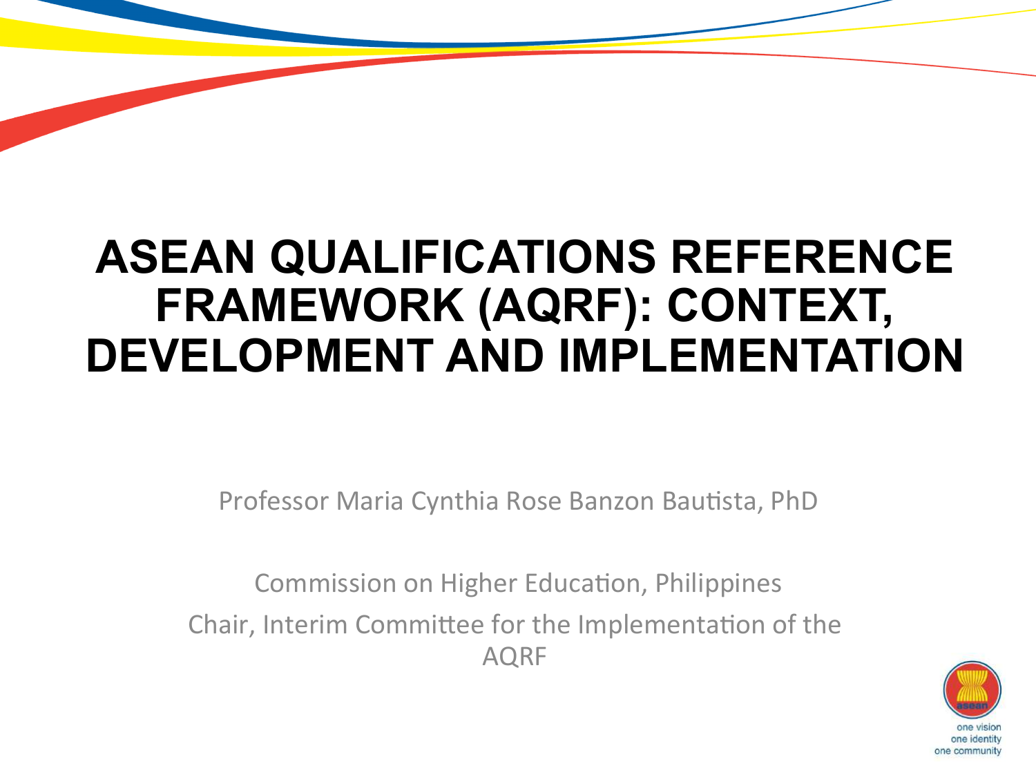# ASEAN QUALIFICATIONS REFERENCE FRAMEWORK (AQRF): CONTEXT, DEVELOPMENT AND IMPLEMENTATION

Professor Maria Cynthia Rose Banzon Bautista, PhD

Commission on Higher Education, Philippines

Chair, Interim Committee for the Implementation of the AQRF

one vision
one identity
one community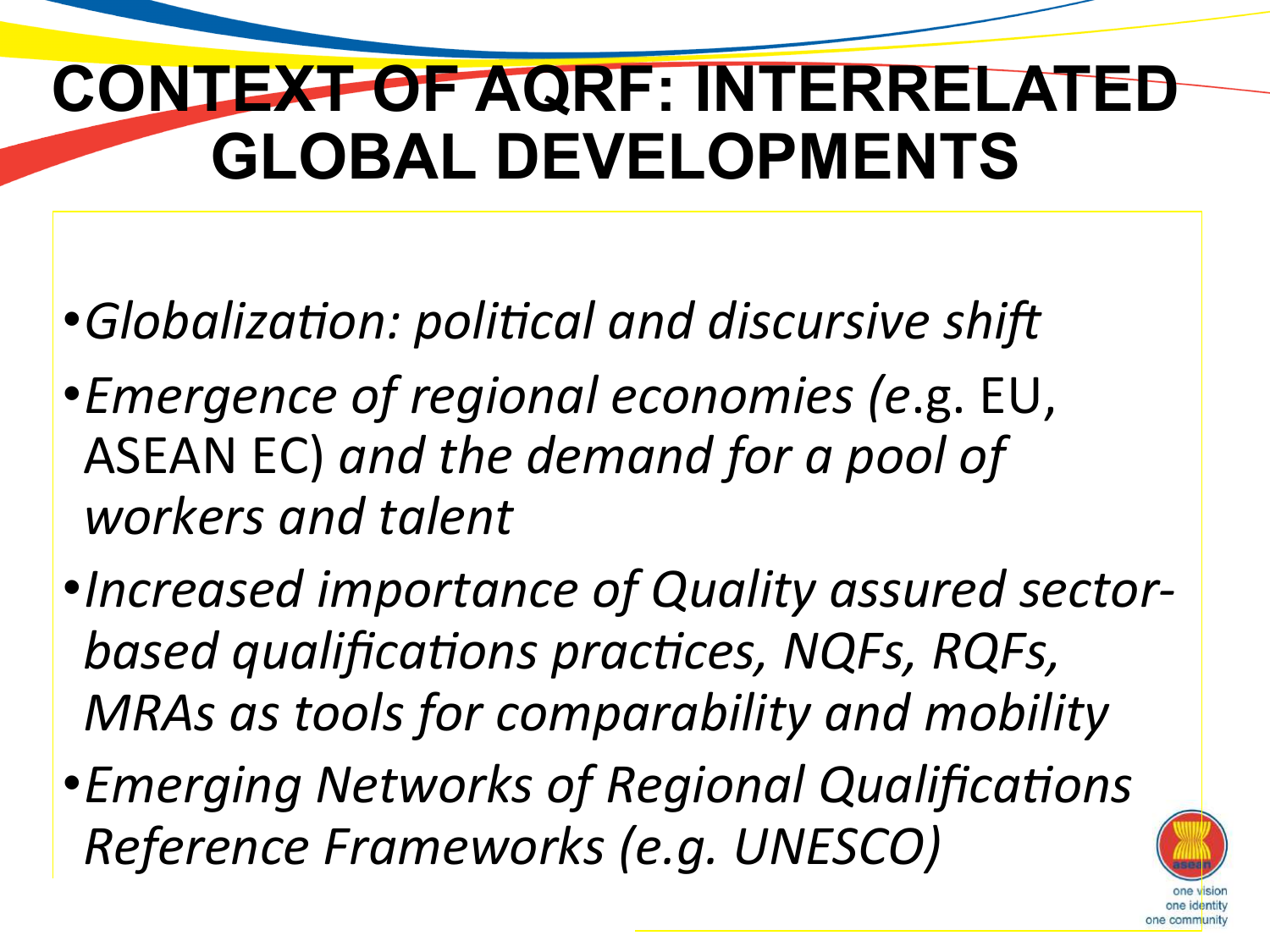# CONTEXT OF AQRF: INTERRELATED GLOBAL DEVELOPMENTS

- *Globalization: political and discursive shift*
- *Emergence of regional economies (e*.g. EU, ASEAN EC) *and the demand for a pool of workers and talent*
- *Increased importance of Quality assured sector-based qualifications practices, NQFs, RQFs, MRAs as tools for comparability and mobility*
- *Emerging Networks of Regional Qualifications Reference Frameworks (e.g. UNESCO)*

one vision
one identity
one community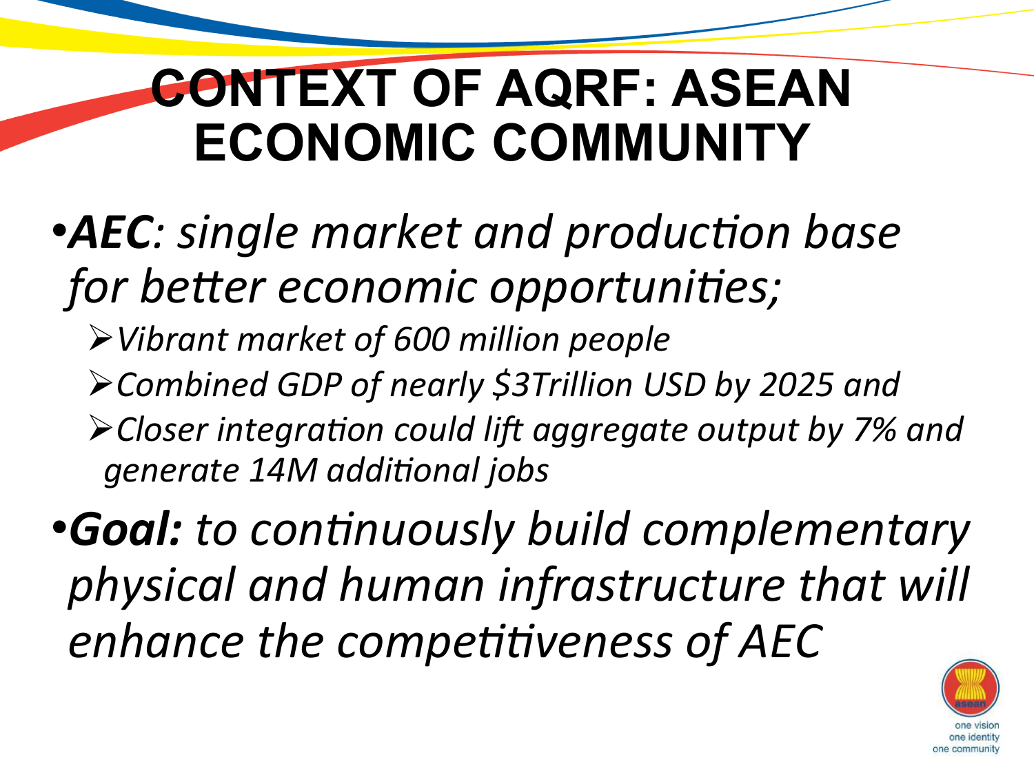# CONTEXT OF AQRF: ASEAN ECONOMIC COMMUNITY

- ***AEC**: single market and production base for better economic opportunities;*
  - *Vibrant market of 600 million people*
  - *Combined GDP of nearly $3Trillion USD by 2025 and*
  - *Closer integration could lift aggregate output by 7% and generate 14M additional jobs*
- ***Goal:** to continuously build complementary physical and human infrastructure that will enhance the competitiveness of AEC*

one vision
one identity
one community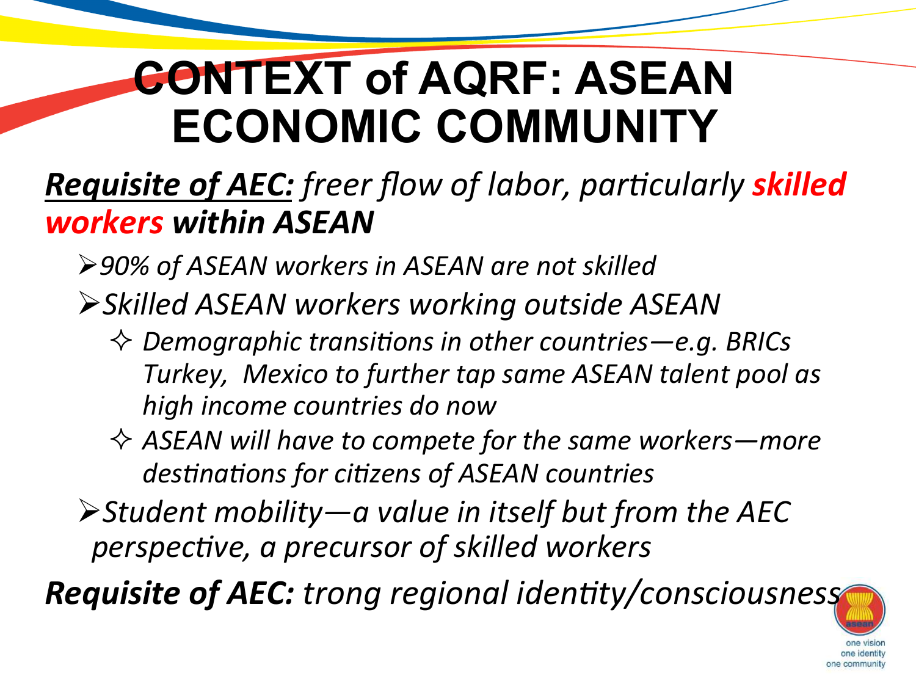# CONTEXT of AQRF: ASEAN ECONOMIC COMMUNITY

***Requisite of AEC:*** *freer flow of labor, particularly* ***skilled workers within ASEAN***

- *90% of ASEAN workers in ASEAN are not skilled*
- *Skilled ASEAN workers working outside ASEAN*
  - *Demographic transitions in other countries—e.g. BRICs Turkey, Mexico to further tap same ASEAN talent pool as high income countries do now*
  - *ASEAN will have to compete for the same workers—more destinations for citizens of ASEAN countries*
- *Student mobility—a value in itself but from the AEC perspective, a precursor of skilled workers*

***Requisite of AEC:*** *trong regional identity/consciousness*

one vision
one identity
one community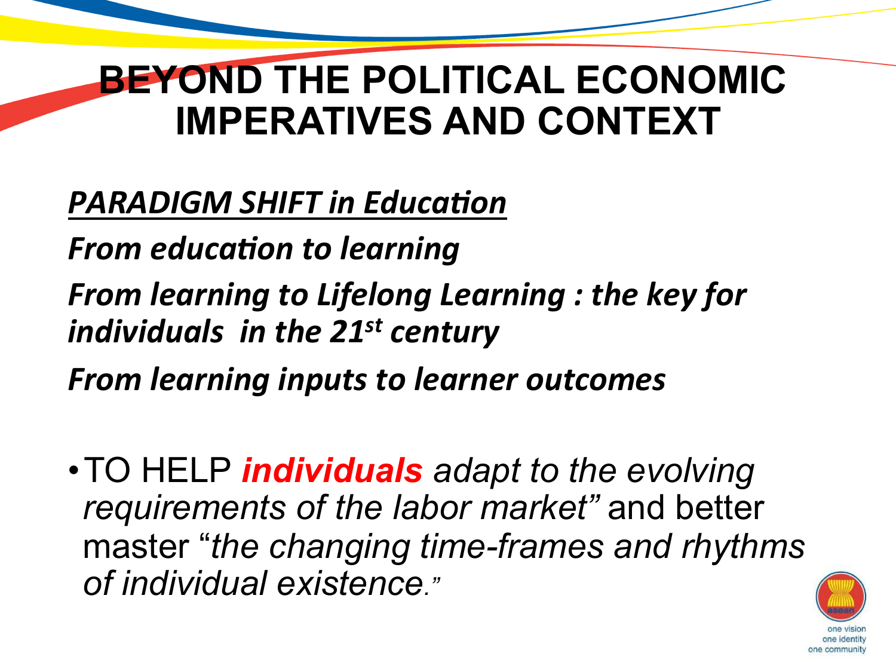# BEYOND THE POLITICAL ECONOMIC IMPERATIVES AND CONTEXT

***<u>PARADIGM SHIFT in Education</u>***

***From education to learning***

***From learning to Lifelong Learning : the key for individuals in the 21st century***

***From learning inputs to learner outcomes***

- TO HELP ***individuals*** *adapt to the evolving requirements of the labor market"* and better master "*the changing time-frames and rhythms of individual existence.*"

one vision
one identity
one community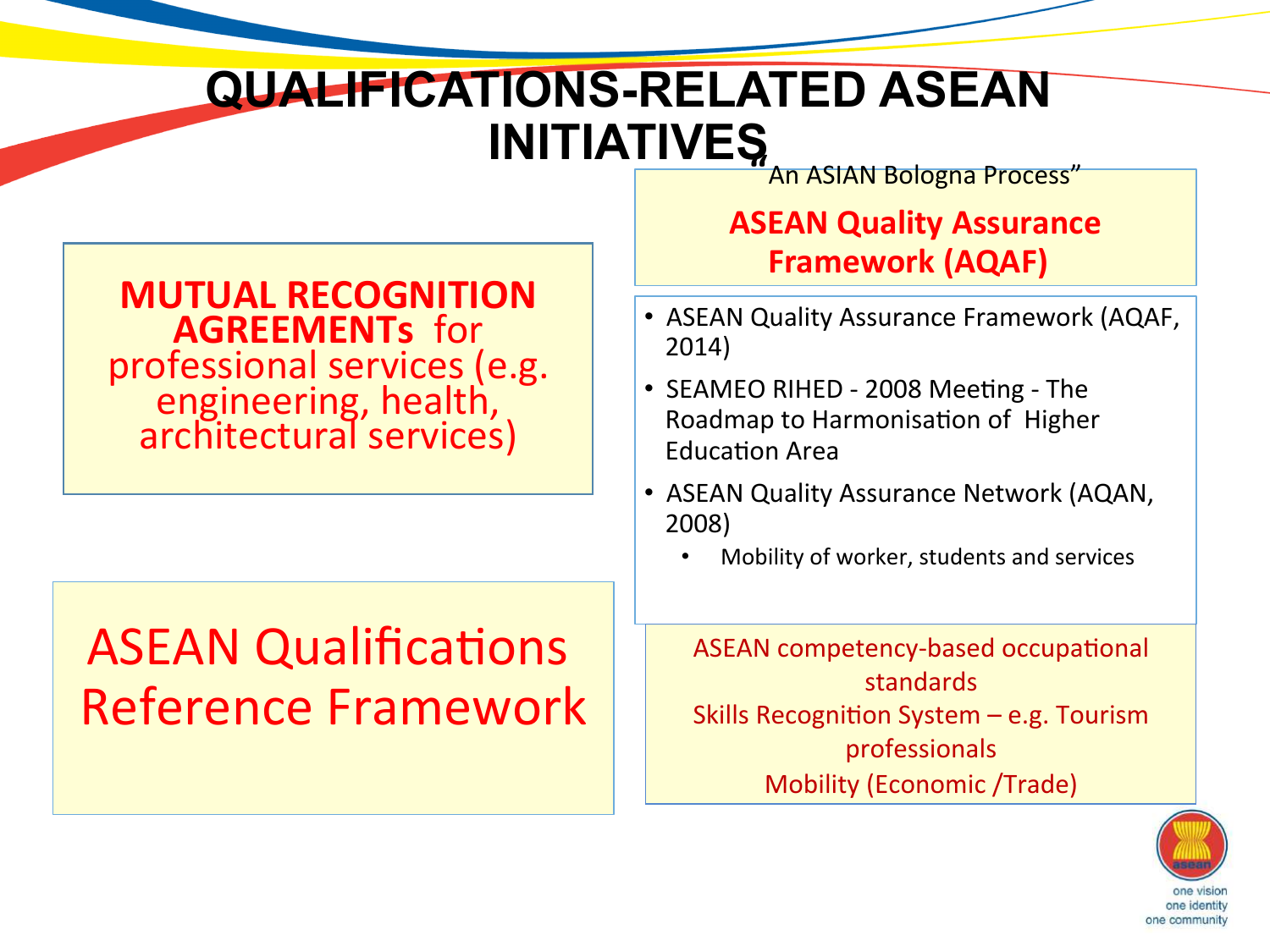# QUALIFICATIONS-RELATED ASEAN INITIATIVES

**MUTUAL RECOGNITION AGREEMENTs** for professional services (e.g. engineering, health, architectural services)

ASEAN Qualifications Reference Framework

"An ASIAN Bologna Process"

**ASEAN Quality Assurance Framework (AQAF)**

- ASEAN Quality Assurance Framework (AQAF, 2014)
- SEAMEO RIHED - 2008 Meeting - The Roadmap to Harmonisation of Higher Education Area
- ASEAN Quality Assurance Network (AQAN, 2008)
  - Mobility of worker, students and services

ASEAN competency-based occupational standards

Skills Recognition System – e.g. Tourism professionals

Mobility (Economic /Trade)

one vision
one identity
one community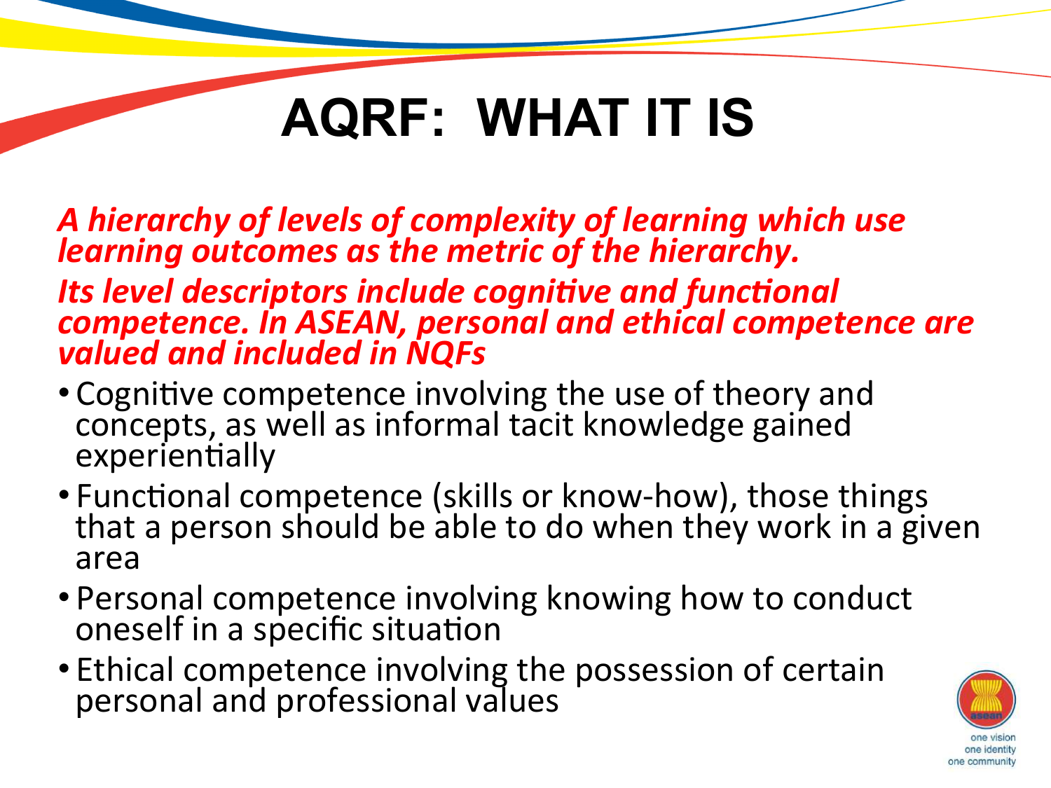# AQRF: WHAT IT IS

***A hierarchy of levels of complexity of learning which use learning outcomes as the metric of the hierarchy.***

***Its level descriptors include cognitive and functional competence. In ASEAN, personal and ethical competence are valued and included in NQFs***

- Cognitive competence involving the use of theory and concepts, as well as informal tacit knowledge gained experientially
- Functional competence (skills or know-how), those things that a person should be able to do when they work in a given area
- Personal competence involving knowing how to conduct oneself in a specific situation
- Ethical competence involving the possession of certain personal and professional values

one vision
one identity
one community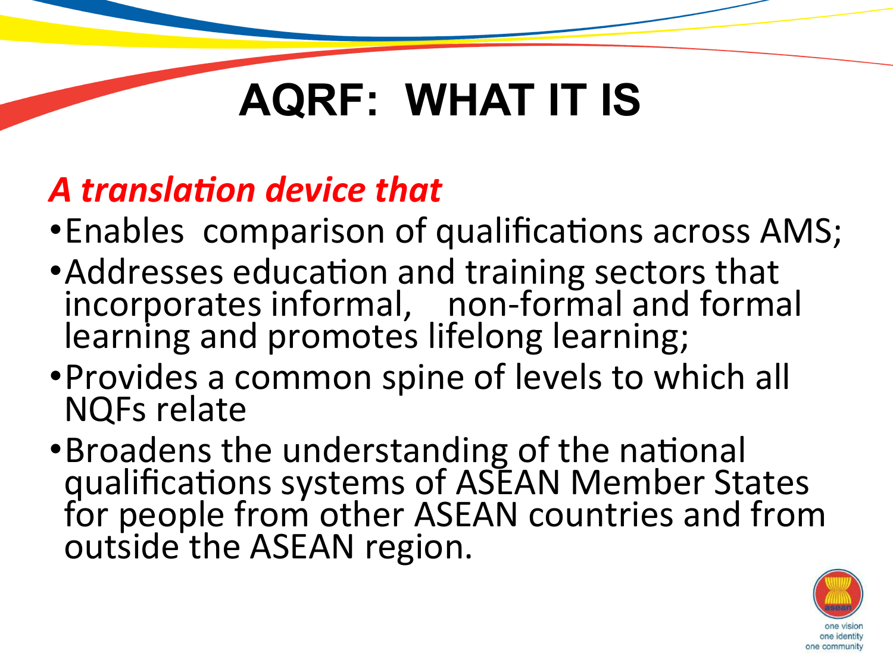# AQRF: WHAT IT IS

***A translation device that***

- Enables comparison of qualifications across AMS;
- Addresses education and training sectors that incorporates informal, non-formal and formal learning and promotes lifelong learning;
- Provides a common spine of levels to which all NQFs relate
- Broadens the understanding of the national qualifications systems of ASEAN Member States for people from other ASEAN countries and from outside the ASEAN region.

one vision
one identity
one community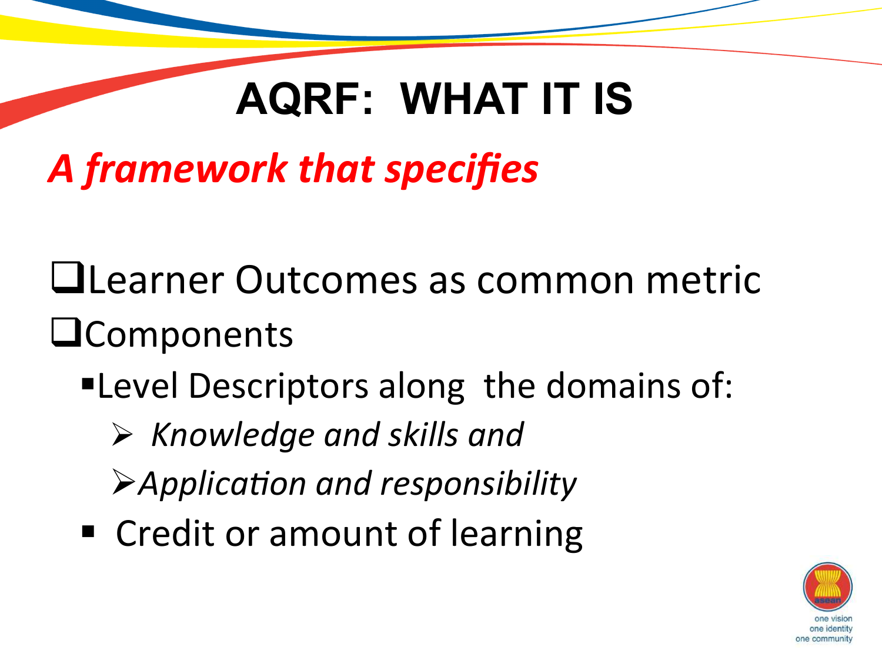# AQRF: WHAT IT IS

***A framework that specifies***

- Learner Outcomes as common metric
- Components
  - Level Descriptors along the domains of:
    - *Knowledge and skills and*
    - *Application and responsibility*
  - Credit or amount of learning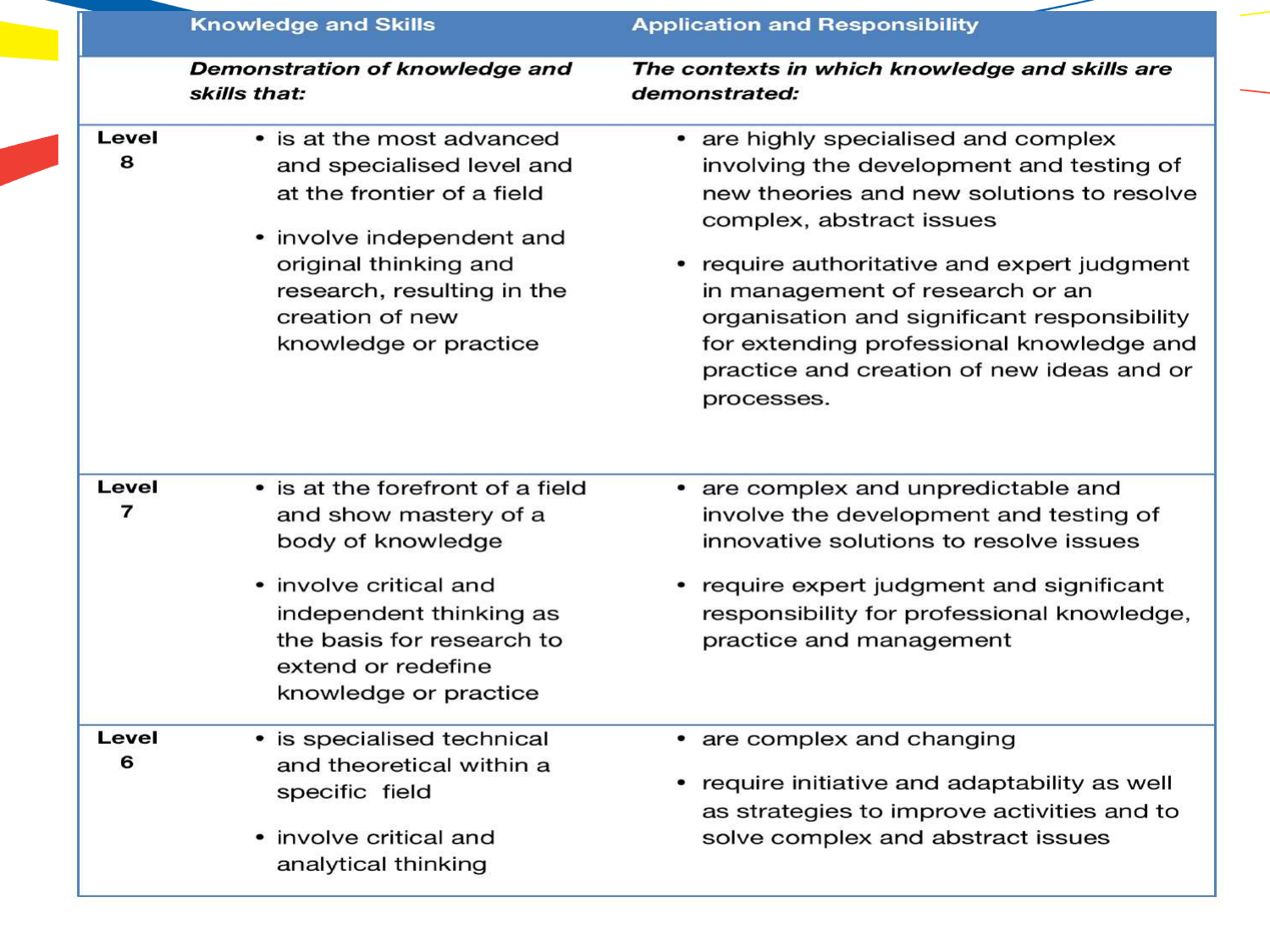| | Knowledge and Skills | Application and Responsibility |
|---|---|---|
| | ***Demonstration of knowledge and skills that:*** | ***The contexts in which knowledge and skills are demonstrated:*** |
| **Level 8** | • is at the most advanced and specialised level and at the frontier of a field<br>• involve independent and original thinking and research, resulting in the creation of new knowledge or practice | • are highly specialised and complex involving the development and testing of new theories and new solutions to resolve complex, abstract issues<br>• require authoritative and expert judgment in management of research or an organisation and significant responsibility for extending professional knowledge and practice and creation of new ideas and or processes. |
| **Level 7** | • is at the forefront of a field and show mastery of a body of knowledge<br>• involve critical and independent thinking as the basis for research to extend or redefine knowledge or practice | • are complex and unpredictable and involve the development and testing of innovative solutions to resolve issues<br>• require expert judgment and significant responsibility for professional knowledge, practice and management |
| **Level 6** | • is specialised technical and theoretical within a specific field<br>• involve critical and analytical thinking | • are complex and changing<br>• require initiative and adaptability as well as strategies to improve activities and to solve complex and abstract issues |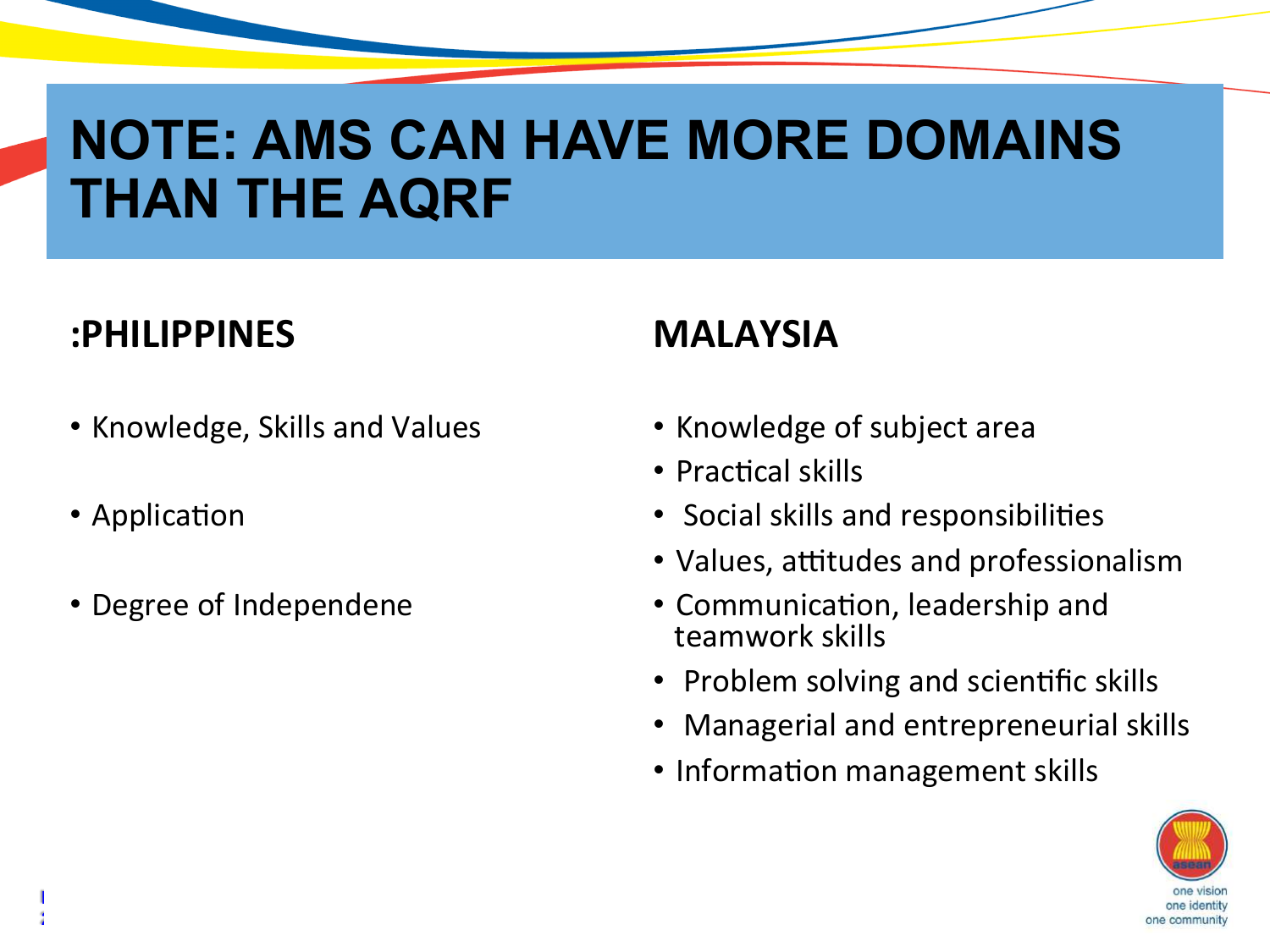# NOTE: AMS CAN HAVE MORE DOMAINS THAN THE AQRF

## :PHILIPPINES

- Knowledge, Skills and Values
- Application
- Degree of Independene

## MALAYSIA

- Knowledge of subject area
- Practical skills
- Social skills and responsibilities
- Values, attitudes and professionalism
- Communication, leadership and teamwork skills
- Problem solving and scientific skills
- Managerial and entrepreneurial skills
- Information management skills

one vision
one identity
one community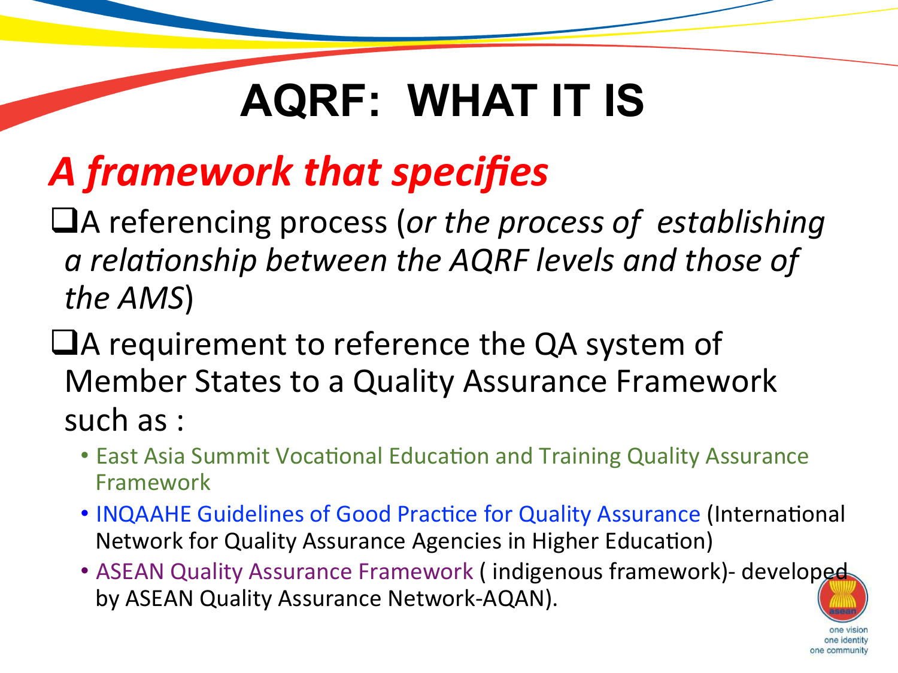# AQRF: WHAT IT IS

## *A framework that specifies*

- A referencing process (*or the process of establishing a relationship between the AQRF levels and those of the AMS*)
- A requirement to reference the QA system of Member States to a Quality Assurance Framework such as :
  - East Asia Summit Vocational Education and Training Quality Assurance Framework
  - INQAAHE Guidelines of Good Practice for Quality Assurance (International Network for Quality Assurance Agencies in Higher Education)
  - ASEAN Quality Assurance Framework ( indigenous framework)- developed by ASEAN Quality Assurance Network-AQAN).

one vision
one identity
one community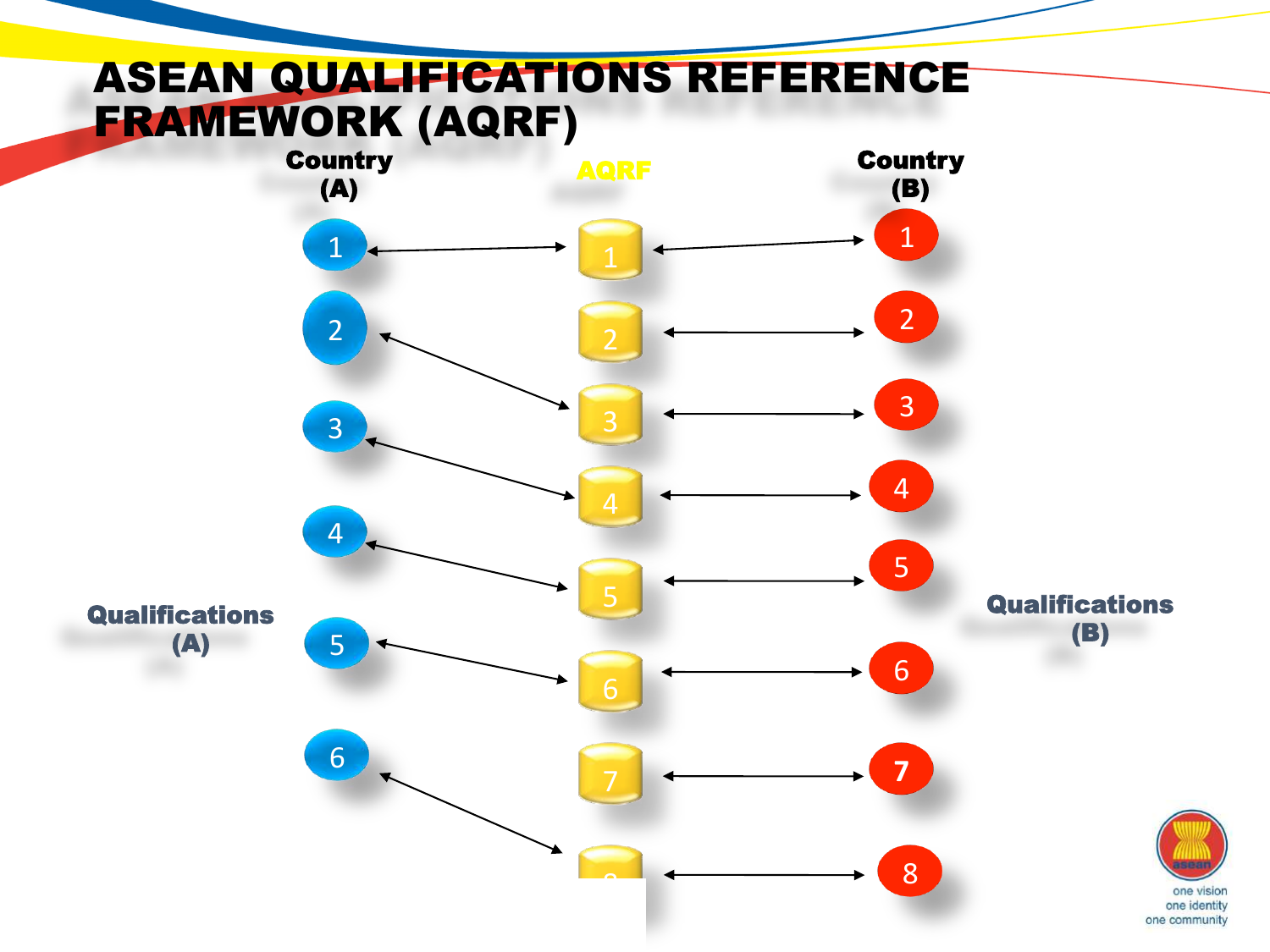# ASEAN QUALIFICATIONS REFERENCE FRAMEWORK (AQRF)

| Country (A) | AQRF | Country (B) |
|---|---|---|
| 1 ↔ | 1 | ↔ 1 |
| 2 ↔ 3 | 2 | ↔ 2 |
| 3 ↔ 4 | 3 | ↔ 3 |
| 4 ↔ 5 | 4 | ↔ 4 |
| 5 ↔ 6 | 5 | ↔ 5 |
| 6 ↔ 8 | 6 | ↔ 6 |
| | 7 | ↔ 7 |
| | 8 | ↔ 8 |

Qualifications (A)

Qualifications (B)

one vision
one identity
one community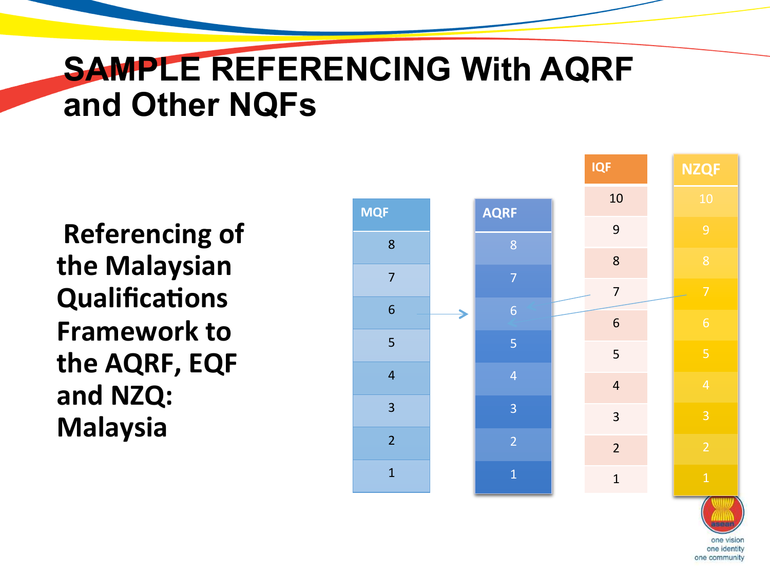# SAMPLE REFERENCING With AQRF and Other NQFs

**Referencing of the Malaysian Qualifications Framework to the AQRF, EQF and NZQ: Malaysia**

| MQF | AQRF | IQF | NZQF |
|---|---|---|---|
| | | 10 | 10 |
| | | 9 | 9 |
| 8 | 8 | 8 | 8 |
| 7 | 7 | 7 | 7 |
| 6 | 6 | 6 | 6 |
| 5 | 5 | 5 | 5 |
| 4 | 4 | 4 | 4 |
| 3 | 3 | 3 | 3 |
| 2 | 2 | 2 | 2 |
| 1 | 1 | 1 | 1 |

one vision
one identity
one community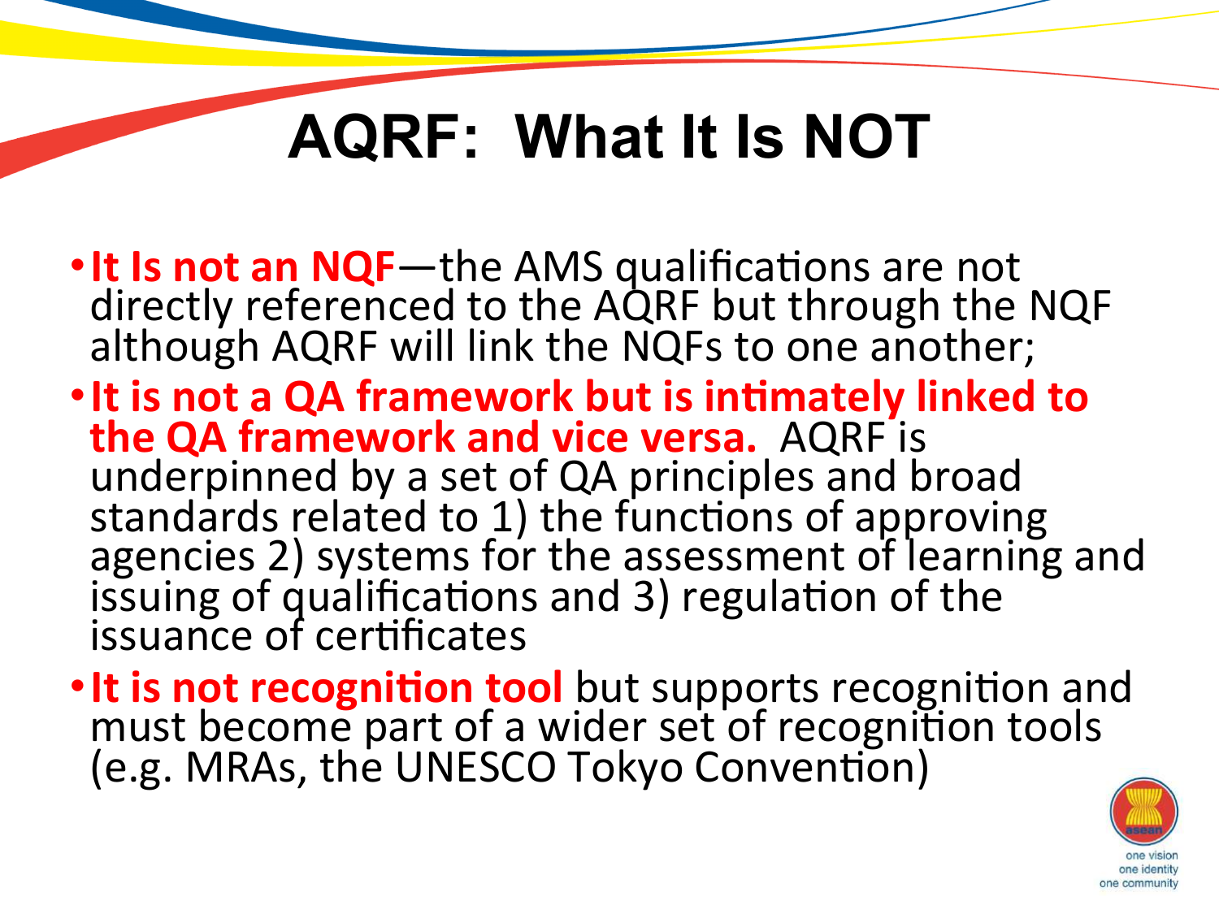# AQRF: What It Is NOT

- **It Is not an NQF**—the AMS qualifications are not directly referenced to the AQRF but through the NQF although AQRF will link the NQFs to one another;
- **It is not a QA framework but is intimately linked to the QA framework and vice versa.** AQRF is underpinned by a set of QA principles and broad standards related to 1) the functions of approving agencies 2) systems for the assessment of learning and issuing of qualifications and 3) regulation of the issuance of certificates
- **It is not recognition tool** but supports recognition and must become part of a wider set of recognition tools (e.g. MRAs, the UNESCO Tokyo Convention)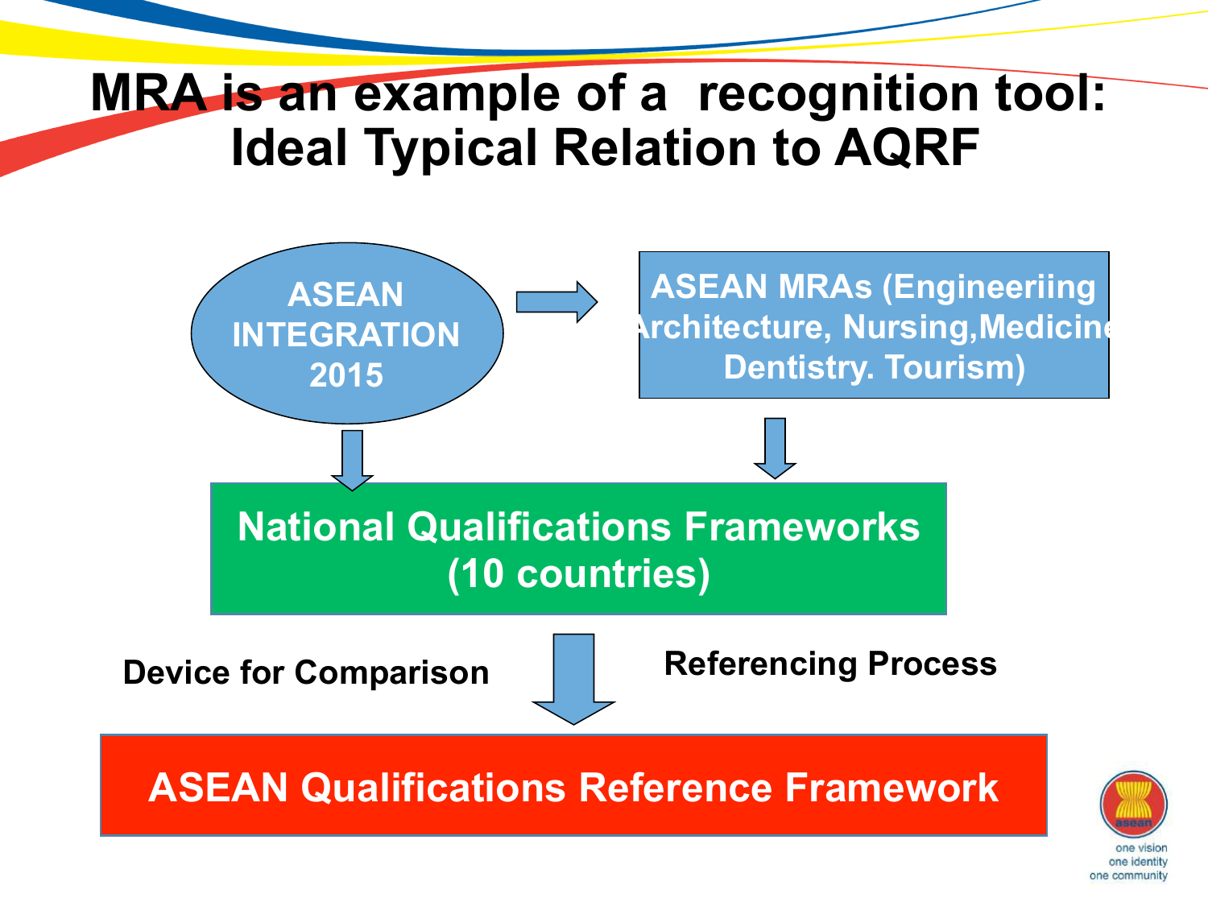# MRA is an example of a recognition tool: Ideal Typical Relation to AQRF

ASEAN INTEGRATION 2015

ASEAN MRAs (Engineeriing Architecture, Nursing,Medicine Dentistry. Tourism)

National Qualifications Frameworks (10 countries)

Device for Comparison

Referencing Process

ASEAN Qualifications Reference Framework

one vision
one identity
one community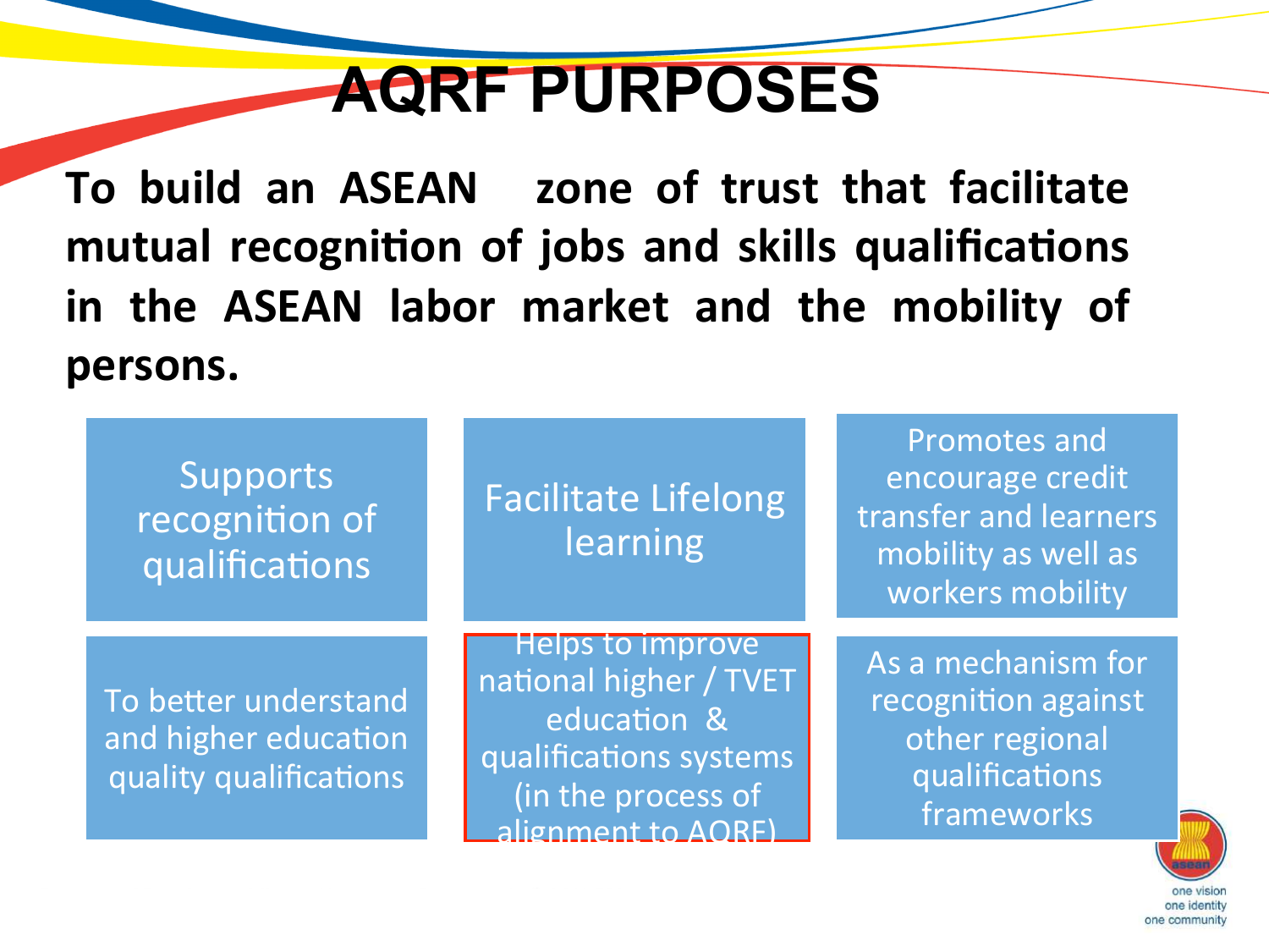# AQRF PURPOSES

**To build an ASEAN zone of trust that facilitate mutual recognition of jobs and skills qualifications in the ASEAN labor market and the mobility of persons.**

- Supports recognition of qualifications
- Facilitate Lifelong learning
- Promotes and encourage credit transfer and learners mobility as well as workers mobility
- To better understand and higher education quality qualifications
- Helps to improve national higher / TVET education & qualifications systems (in the process of alignment to AQRF)
- As a mechanism for recognition against other regional qualifications frameworks

one vision
one identity
one community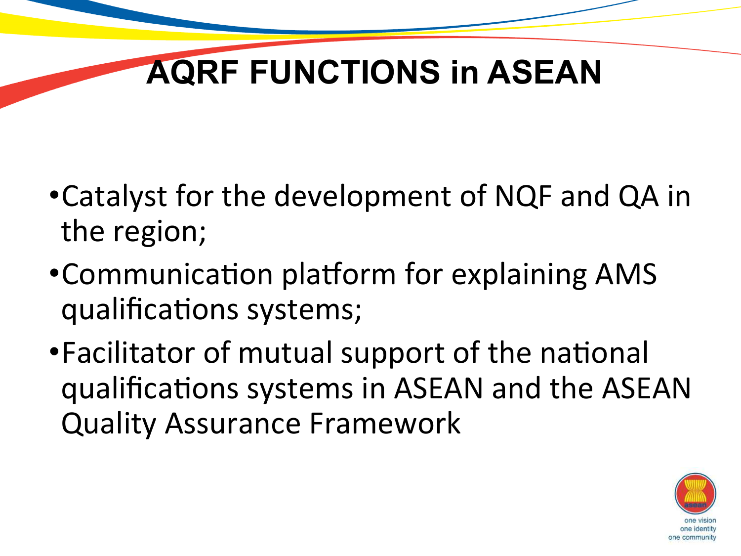# AQRF FUNCTIONS in ASEAN

- Catalyst for the development of NQF and QA in the region;
- Communication platform for explaining AMS qualifications systems;
- Facilitator of mutual support of the national qualifications systems in ASEAN and the ASEAN Quality Assurance Framework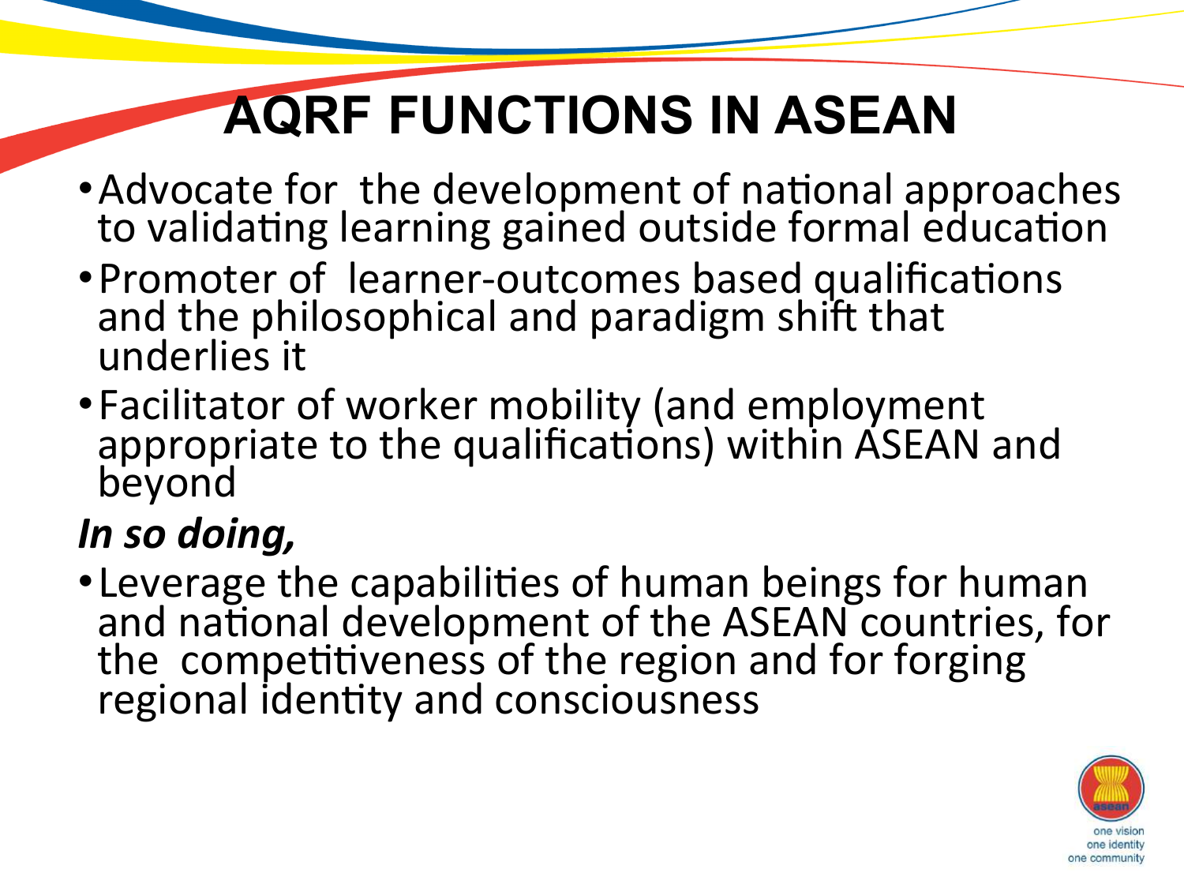# AQRF FUNCTIONS IN ASEAN

- Advocate for the development of national approaches to validating learning gained outside formal education
- Promoter of learner-outcomes based qualifications and the philosophical and paradigm shift that underlies it
- Facilitator of worker mobility (and employment appropriate to the qualifications) within ASEAN and beyond

***In so doing,***

- Leverage the capabilities of human beings for human and national development of the ASEAN countries, for the competitiveness of the region and for forging regional identity and consciousness

one vision
one identity
one community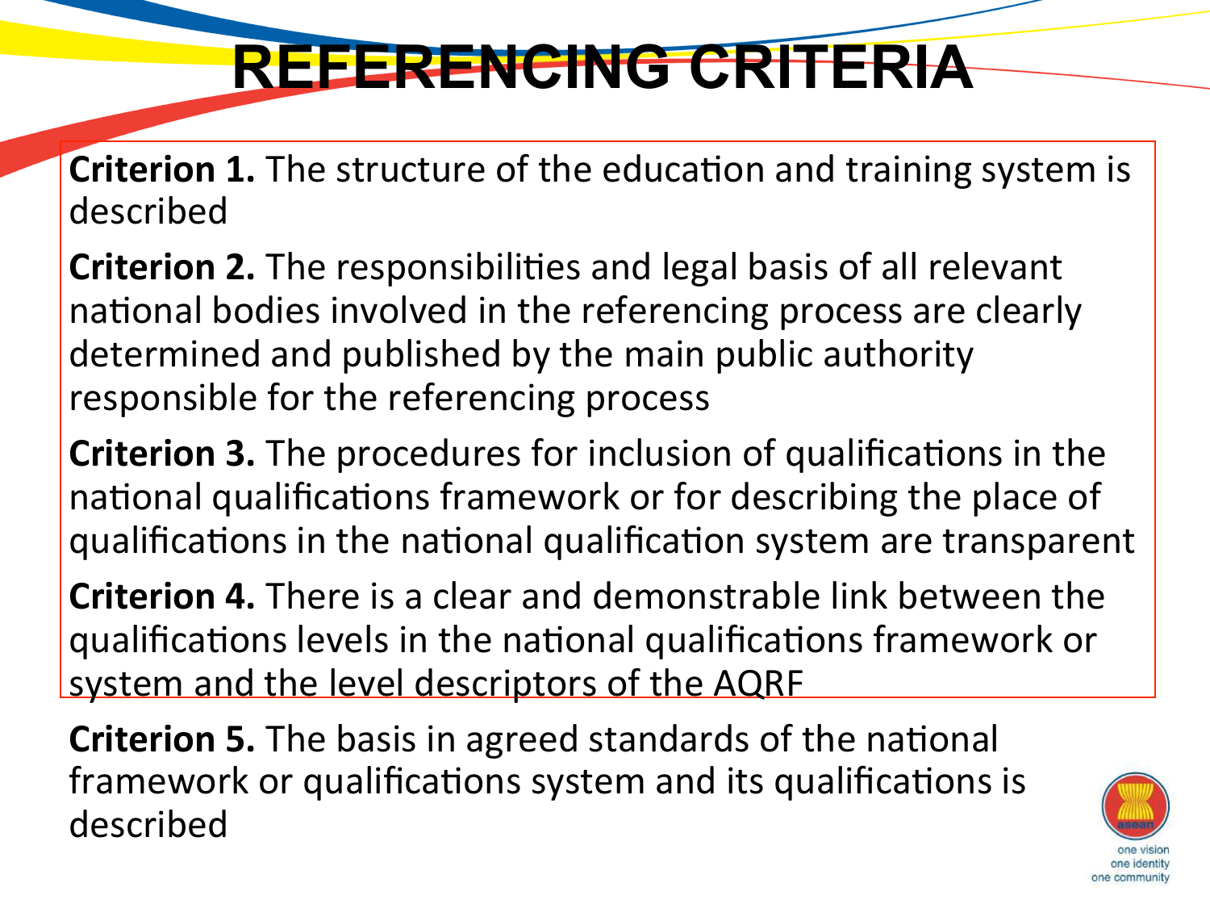# REFERENCING CRITERIA

**Criterion 1.** The structure of the education and training system is described

**Criterion 2.** The responsibilities and legal basis of all relevant national bodies involved in the referencing process are clearly determined and published by the main public authority responsible for the referencing process

**Criterion 3.** The procedures for inclusion of qualifications in the national qualifications framework or for describing the place of qualifications in the national qualification system are transparent

**Criterion 4.** There is a clear and demonstrable link between the qualifications levels in the national qualifications framework or system and the level descriptors of the AQRF

**Criterion 5.** The basis in agreed standards of the national framework or qualifications system and its qualifications is described

one vision
one identity
one community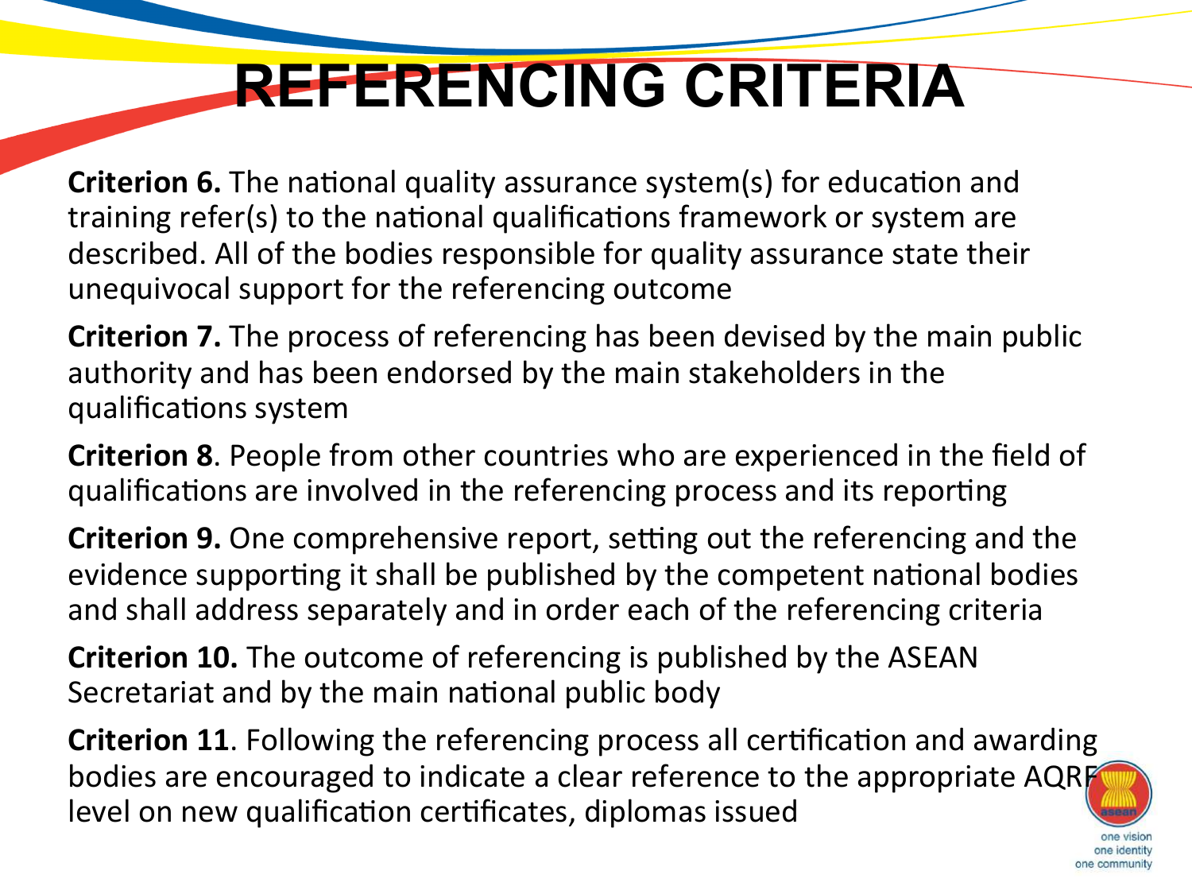# REFERENCING CRITERIA

**Criterion 6.** The national quality assurance system(s) for education and training refer(s) to the national qualifications framework or system are described. All of the bodies responsible for quality assurance state their unequivocal support for the referencing outcome

**Criterion 7.** The process of referencing has been devised by the main public authority and has been endorsed by the main stakeholders in the qualifications system

**Criterion 8**. People from other countries who are experienced in the field of qualifications are involved in the referencing process and its reporting

**Criterion 9.** One comprehensive report, setting out the referencing and the evidence supporting it shall be published by the competent national bodies and shall address separately and in order each of the referencing criteria

**Criterion 10.** The outcome of referencing is published by the ASEAN Secretariat and by the main national public body

**Criterion 11**. Following the referencing process all certification and awarding bodies are encouraged to indicate a clear reference to the appropriate AQRF level on new qualification certificates, diplomas issued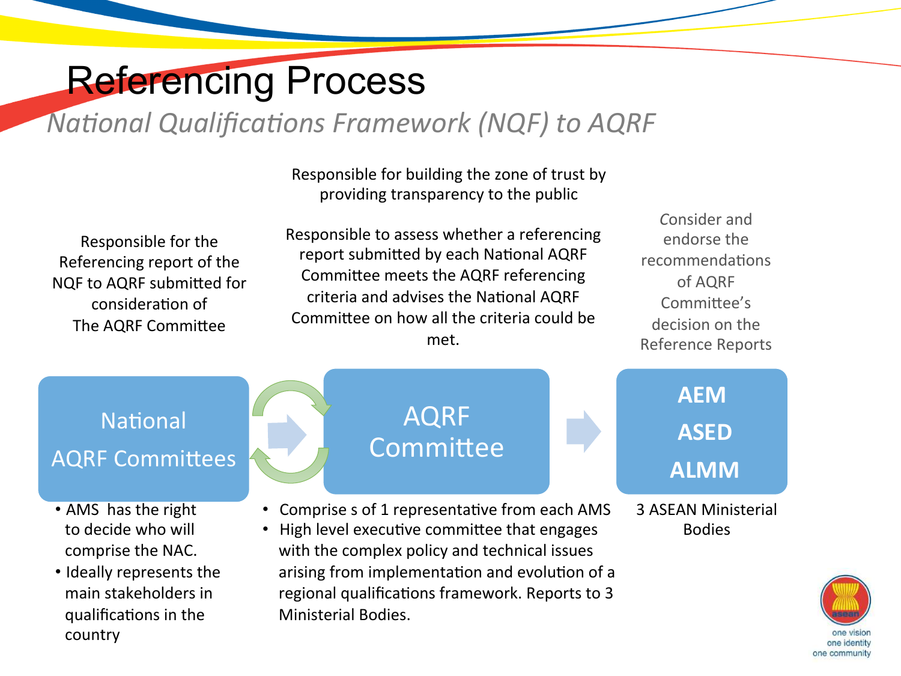# Referencing Process

*National Qualifications Framework (NQF) to AQRF*

## National AQRF Committees

Responsible for the Referencing report of the NQF to AQRF submitted for consideration of The AQRF Committee

- AMS has the right to decide who will comprise the NAC.
- Ideally represents the main stakeholders in qualifications in the country

## AQRF Committee

Responsible for building the zone of trust by providing transparency to the public

Responsible to assess whether a referencing report submitted by each National AQRF Committee meets the AQRF referencing criteria and advises the National AQRF Committee on how all the criteria could be met.

- Comprise s of 1 representative from each AMS
- High level executive committee that engages with the complex policy and technical issues arising from implementation and evolution of a regional qualifications framework. Reports to 3 Ministerial Bodies.

## AEM ASED ALMM

Consider and endorse the recommendations of AQRF Committee's decision on the Reference Reports

3 ASEAN Ministerial Bodies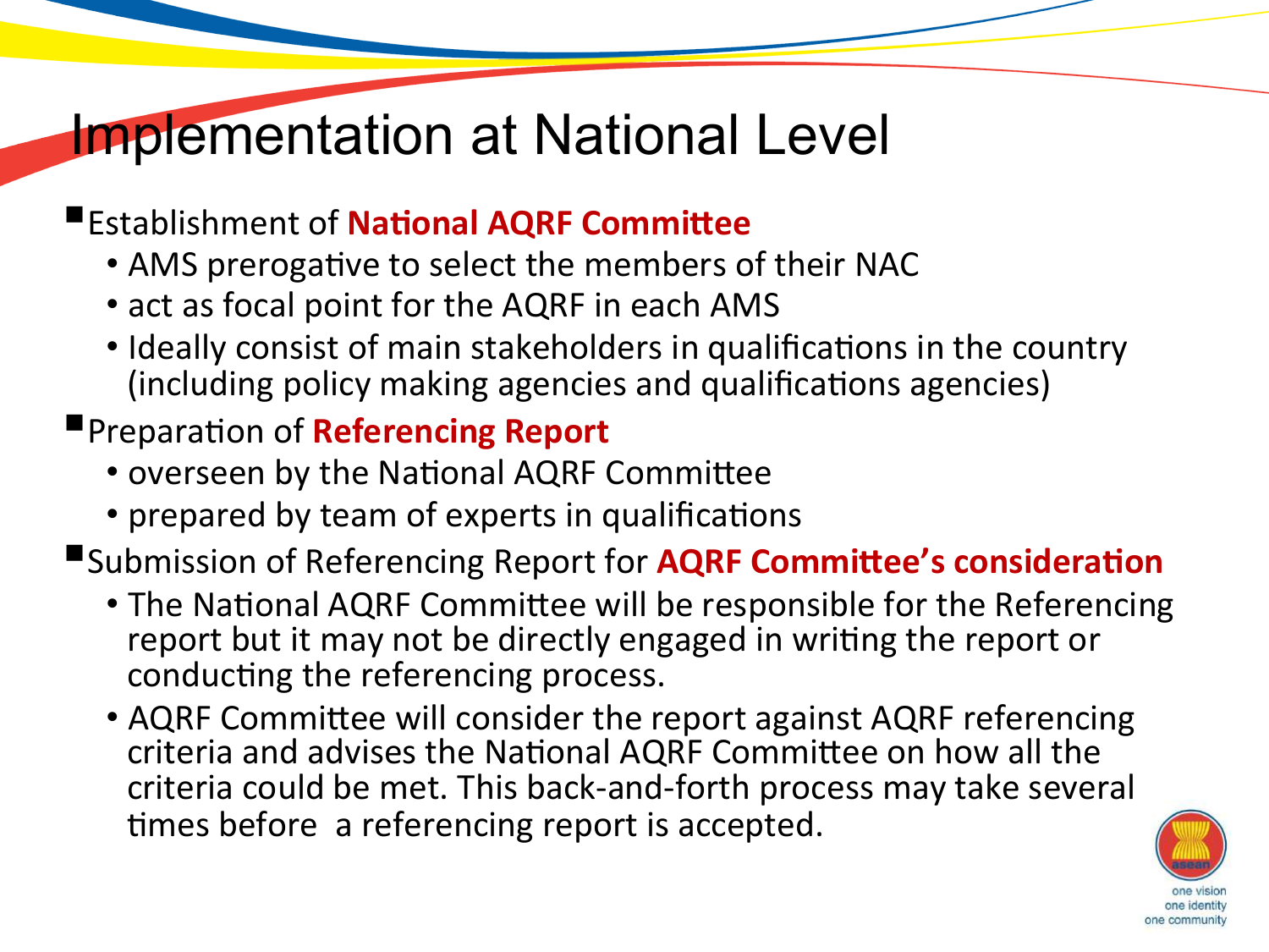# Implementation at National Level

- Establishment of **National AQRF Committee**
  - AMS prerogative to select the members of their NAC
  - act as focal point for the AQRF in each AMS
  - Ideally consist of main stakeholders in qualifications in the country (including policy making agencies and qualifications agencies)
- Preparation of **Referencing Report**
  - overseen by the National AQRF Committee
  - prepared by team of experts in qualifications
- Submission of Referencing Report for **AQRF Committee's consideration**
  - The National AQRF Committee will be responsible for the Referencing report but it may not be directly engaged in writing the report or conducting the referencing process.
  - AQRF Committee will consider the report against AQRF referencing criteria and advises the National AQRF Committee on how all the criteria could be met. This back-and-forth process may take several times before a referencing report is accepted.

one vision
one identity
one community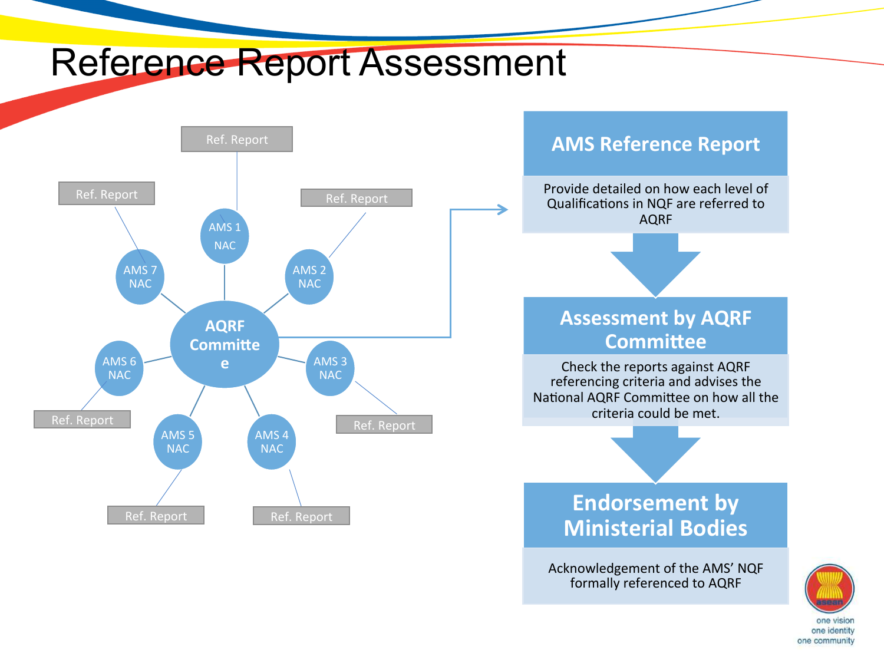# Reference Report Assessment

Ref. Report — AMS 1 NAC
Ref. Report — AMS 2 NAC
Ref. Report — AMS 3 NAC
Ref. Report — AMS 4 NAC
Ref. Report — AMS 5 NAC
Ref. Report — AMS 6 NAC
Ref. Report — AMS 7 NAC

**AQRF Committee**

## AMS Reference Report

Provide detailed on how each level of Qualifications in NQF are referred to AQRF

## Assessment by AQRF Committee

Check the reports against AQRF referencing criteria and advises the National AQRF Committee on how all the criteria could be met.

## Endorsement by Ministerial Bodies

Acknowledgement of the AMS' NQF formally referenced to AQRF

one vision
one identity
one community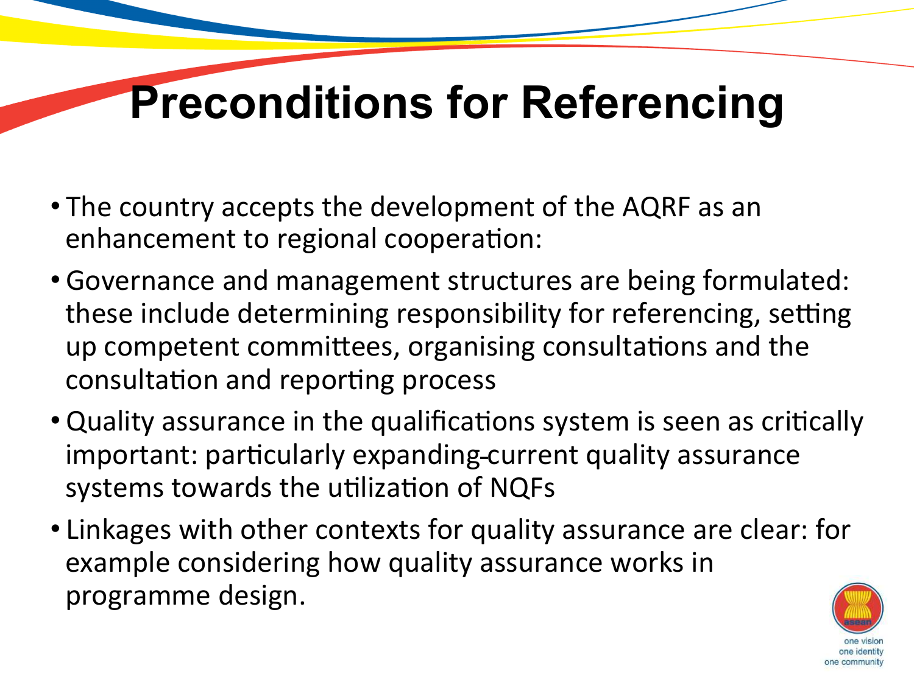# Preconditions for Referencing

- The country accepts the development of the AQRF as an enhancement to regional cooperation:
- Governance and management structures are being formulated: these include determining responsibility for referencing, setting up competent committees, organising consultations and the consultation and reporting process
- Quality assurance in the qualifications system is seen as critically important: particularly expanding current quality assurance systems towards the utilization of NQFs
- Linkages with other contexts for quality assurance are clear: for example considering how quality assurance works in programme design.

one vision
one identity
one community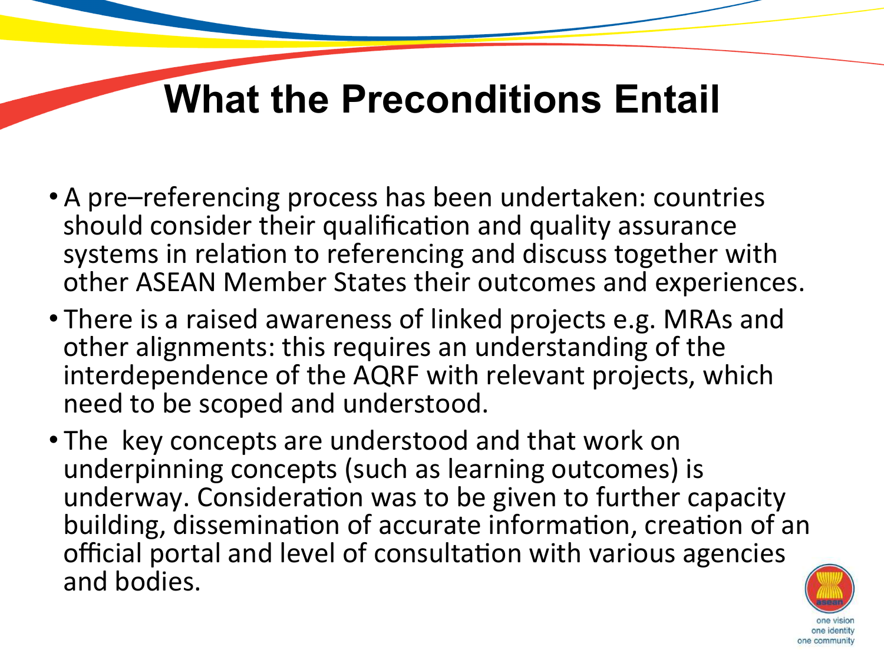# What the Preconditions Entail

- A pre–referencing process has been undertaken: countries should consider their qualification and quality assurance systems in relation to referencing and discuss together with other ASEAN Member States their outcomes and experiences.
- There is a raised awareness of linked projects e.g. MRAs and other alignments: this requires an understanding of the interdependence of the AQRF with relevant projects, which need to be scoped and understood.
- The key concepts are understood and that work on underpinning concepts (such as learning outcomes) is underway. Consideration was to be given to further capacity building, dissemination of accurate information, creation of an official portal and level of consultation with various agencies and bodies.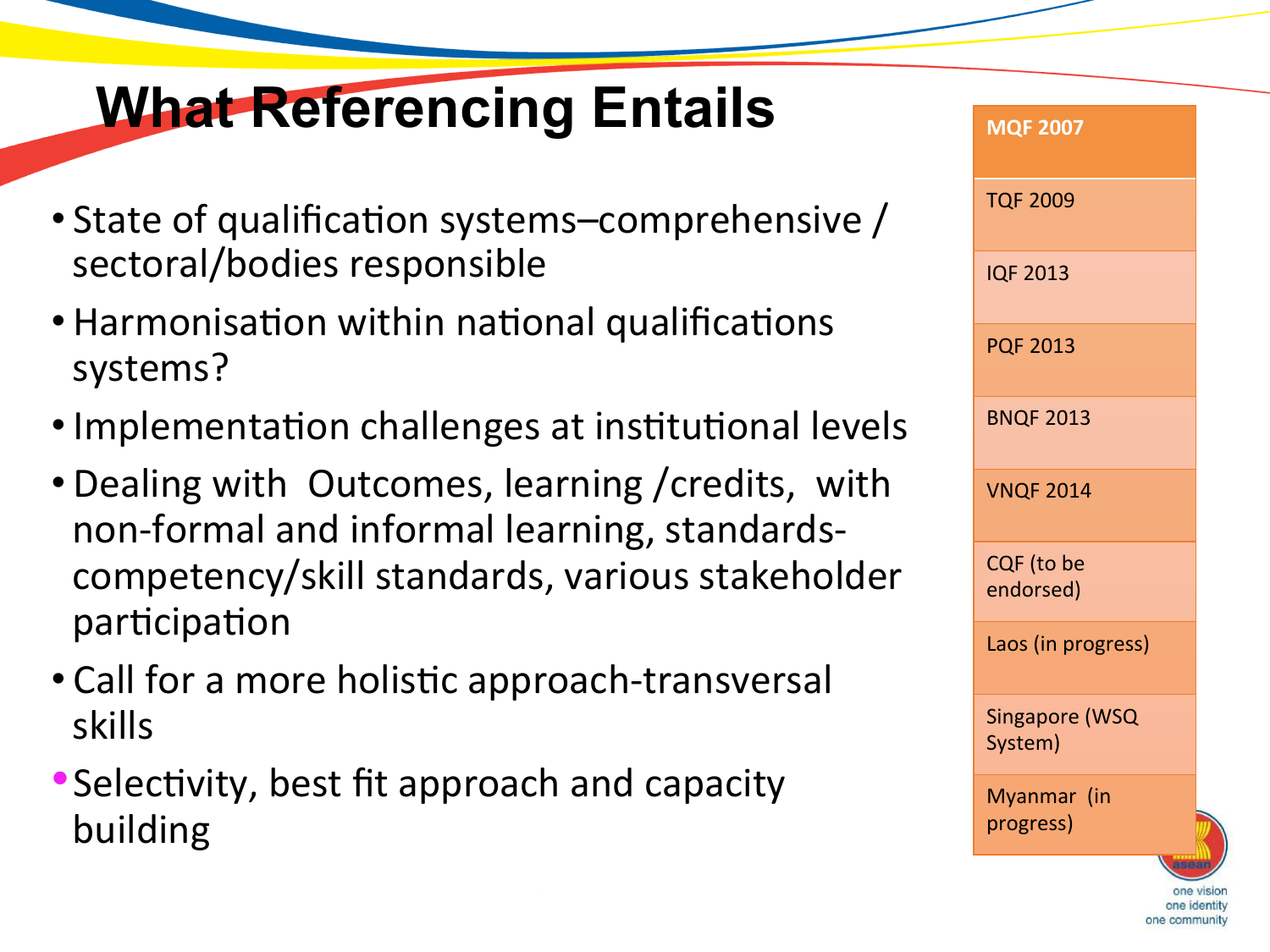# What Referencing Entails

- State of qualification systems–comprehensive / sectoral/bodies responsible
- Harmonisation within national qualifications systems?
- Implementation challenges at institutional levels
- Dealing with Outcomes, learning /credits, with non-formal and informal learning, standards-competency/skill standards, various stakeholder participation
- Call for a more holistic approach-transversal skills
- Selectivity, best fit approach and capacity building

| MQF 2007 |
|---|
| TQF 2009 |
| IQF 2013 |
| PQF 2013 |
| BNQF 2013 |
| VNQF 2014 |
| CQF (to be endorsed) |
| Laos (in progress) |
| Singapore (WSQ System) |
| Myanmar (in progress) |

one vision
one identity
one community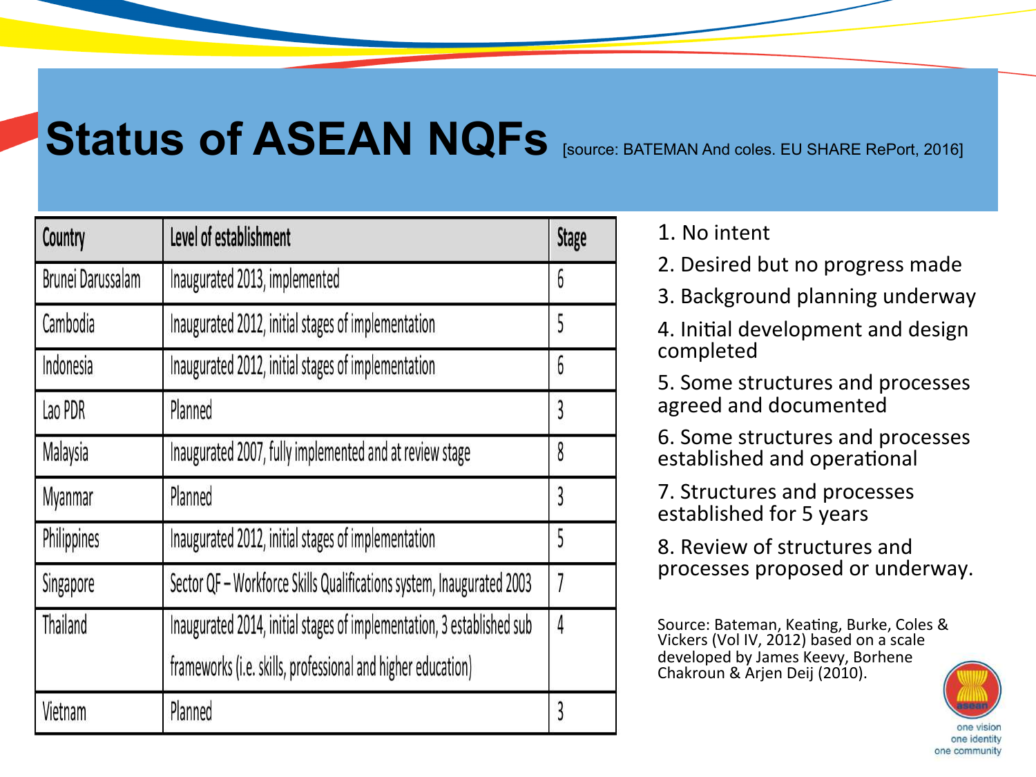# Status of ASEAN NQFs [source: BATEMAN And coles. EU SHARE RePort, 2016]

| Country | Level of establishment | Stage |
|---|---|---|
| Brunei Darussalam | Inaugurated 2013, implemented | 6 |
| Cambodia | Inaugurated 2012, initial stages of implementation | 5 |
| Indonesia | Inaugurated 2012, initial stages of implementation | 6 |
| Lao PDR | Planned | 3 |
| Malaysia | Inaugurated 2007, fully implemented and at review stage | 8 |
| Myanmar | Planned | 3 |
| Philippines | Inaugurated 2012, initial stages of implementation | 5 |
| Singapore | Sector QF – Workforce Skills Qualifications system, Inaugurated 2003 | 7 |
| Thailand | Inaugurated 2014, initial stages of implementation, 3 established sub frameworks (i.e. skills, professional and higher education) | 4 |
| Vietnam | Planned | 3 |

1. No intent
2. Desired but no progress made
3. Background planning underway
4. Initial development and design completed
5. Some structures and processes agreed and documented
6. Some structures and processes established and operational
7. Structures and processes established for 5 years
8. Review of structures and processes proposed or underway.

Source: Bateman, Keating, Burke, Coles & Vickers (Vol IV, 2012) based on a scale developed by James Keevy, Borhene Chakroun & Arjen Deij (2010).

one vision
one identity
one community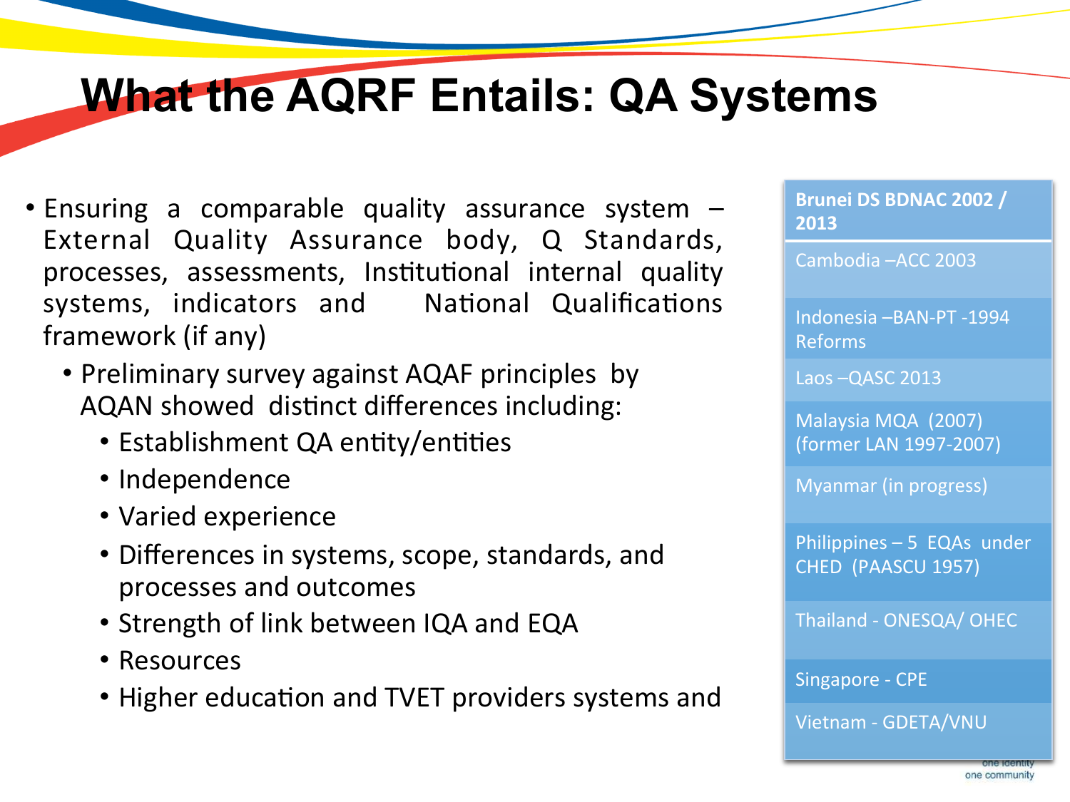# What the AQRF Entails: QA Systems

- Ensuring a comparable quality assurance system – External Quality Assurance body, Q Standards, processes, assessments, Institutional internal quality systems, indicators and National Qualifications framework (if any)
  - Preliminary survey against AQAF principles by AQAN showed distinct differences including:
    - Establishment QA entity/entities
    - Independence
    - Varied experience
    - Differences in systems, scope, standards, and processes and outcomes
    - Strength of link between IQA and EQA
    - Resources
    - Higher education and TVET providers systems and

| Brunei DS BDNAC 2002 / 2013 |
| --- |
| Cambodia –ACC 2003 |
| Indonesia –BAN-PT -1994 Reforms |
| Laos –QASC 2013 |
| Malaysia MQA (2007) (former LAN 1997-2007) |
| Myanmar (in progress) |
| Philippines – 5 EQAs under CHED (PAASCU 1957) |
| Thailand - ONESQA/ OHEC |
| Singapore - CPE |
| Vietnam - GDETA/VNU |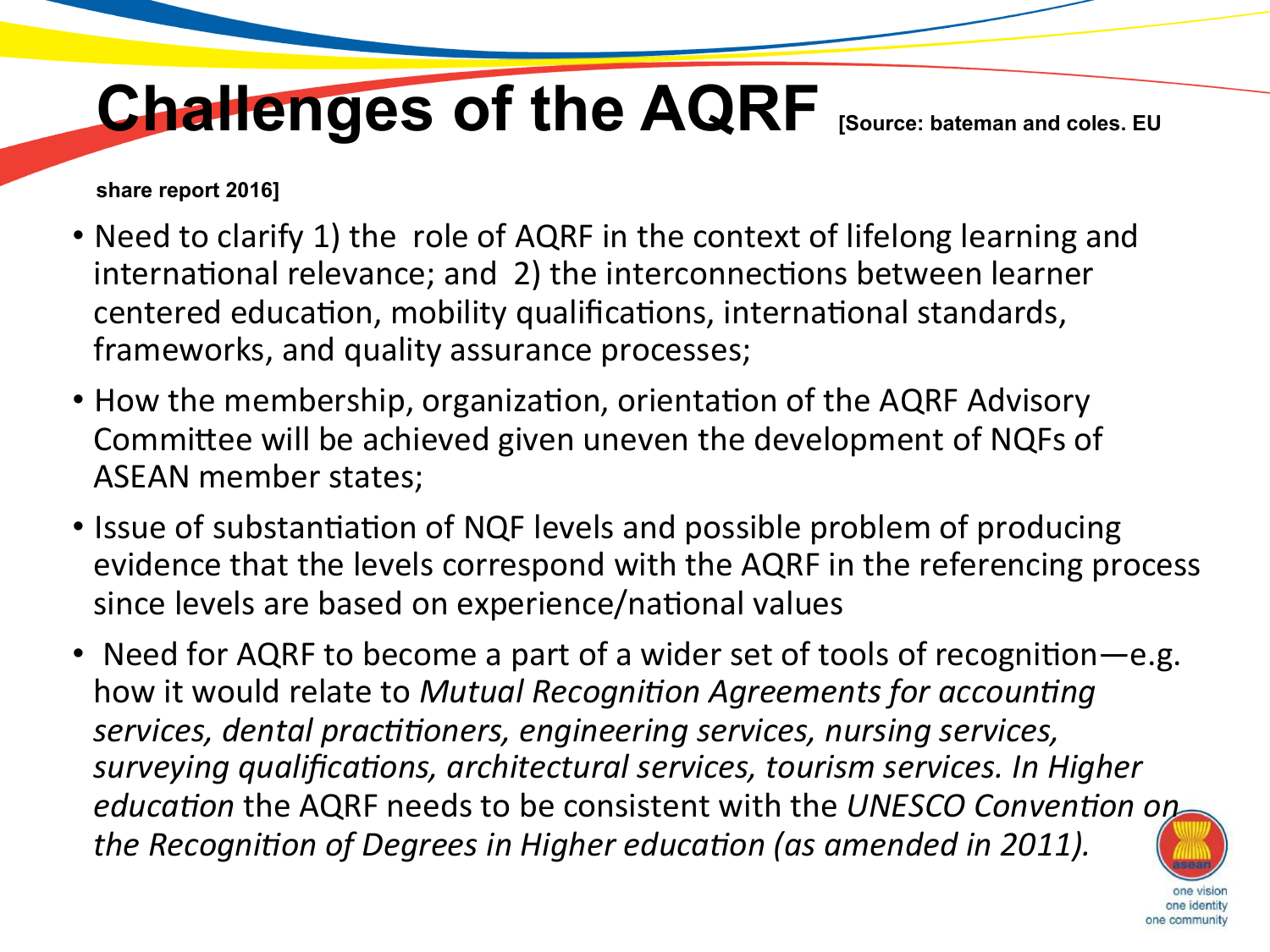# Challenges of the AQRF [Source: bateman and coles. EU share report 2016]

- Need to clarify 1) the role of AQRF in the context of lifelong learning and international relevance; and 2) the interconnections between learner centered education, mobility qualifications, international standards, frameworks, and quality assurance processes;
- How the membership, organization, orientation of the AQRF Advisory Committee will be achieved given uneven the development of NQFs of ASEAN member states;
- Issue of substantiation of NQF levels and possible problem of producing evidence that the levels correspond with the AQRF in the referencing process since levels are based on experience/national values
- Need for AQRF to become a part of a wider set of tools of recognition—e.g. how it would relate to *Mutual Recognition Agreements for accounting services, dental practitioners, engineering services, nursing services, surveying qualifications, architectural services, tourism services. In Higher education* the AQRF needs to be consistent with the *UNESCO Convention on the Recognition of Degrees in Higher education (as amended in 2011).*

one vision
one identity
one community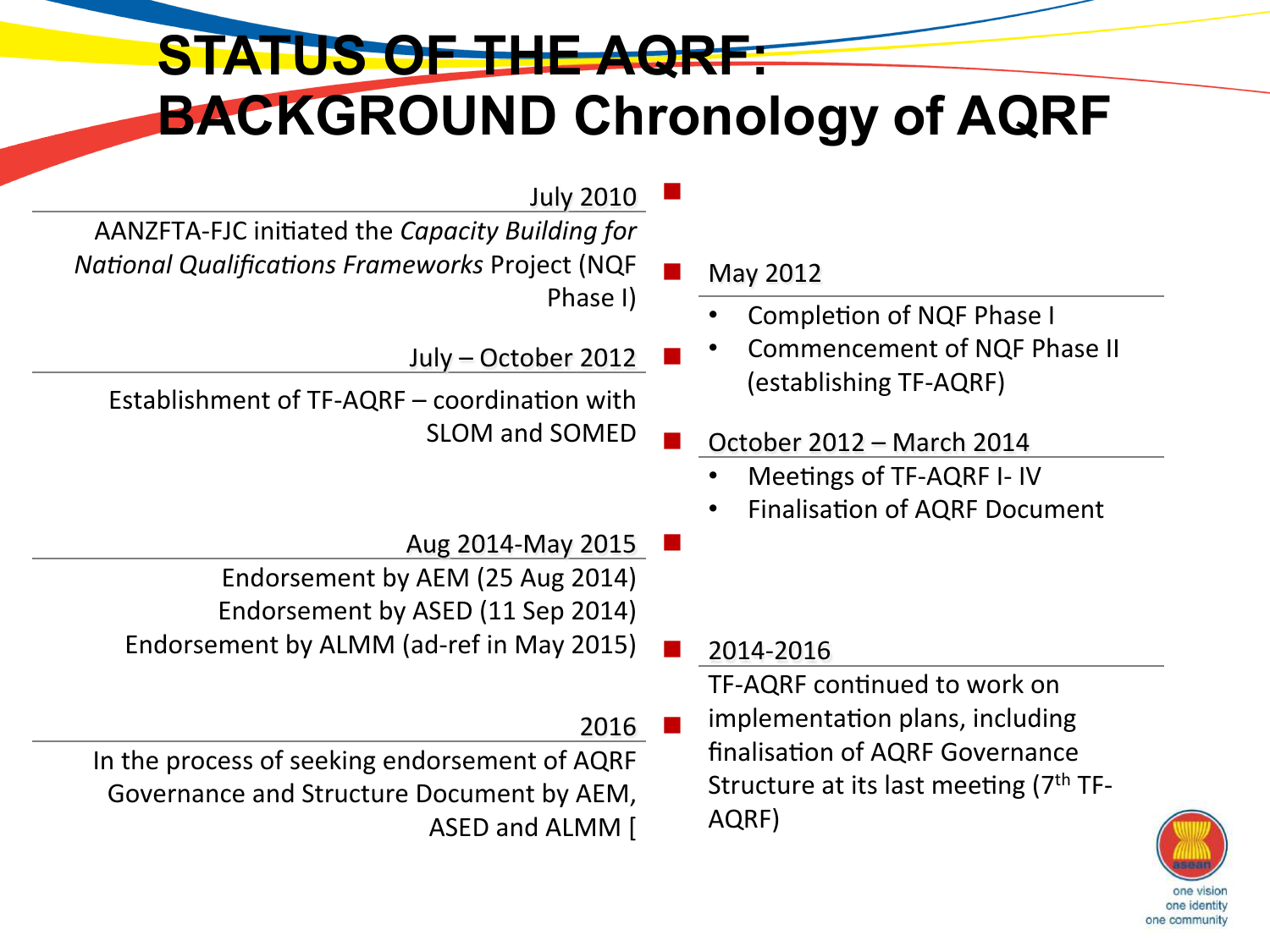# STATUS OF THE AQRF: BACKGROUND Chronology of AQRF

**July 2010**

AANZFTA-FJC initiated the *Capacity Building for National Qualifications Frameworks* Project (NQF Phase I)

**May 2012**

- Completion of NQF Phase I
- Commencement of NQF Phase II (establishing TF-AQRF)

**July – October 2012**

Establishment of TF-AQRF – coordination with SLOM and SOMED

**October 2012 – March 2014**

- Meetings of TF-AQRF I- IV
- Finalisation of AQRF Document

**Aug 2014-May 2015**

Endorsement by AEM (25 Aug 2014)
Endorsement by ASED (11 Sep 2014)
Endorsement by ALMM (ad-ref in May 2015)

**2014-2016**

TF-AQRF continued to work on implementation plans, including finalisation of AQRF Governance Structure at its last meeting (7th TF-AQRF)

**2016**

In the process of seeking endorsement of AQRF Governance and Structure Document by AEM, ASED and ALMM [

one vision
one identity
one community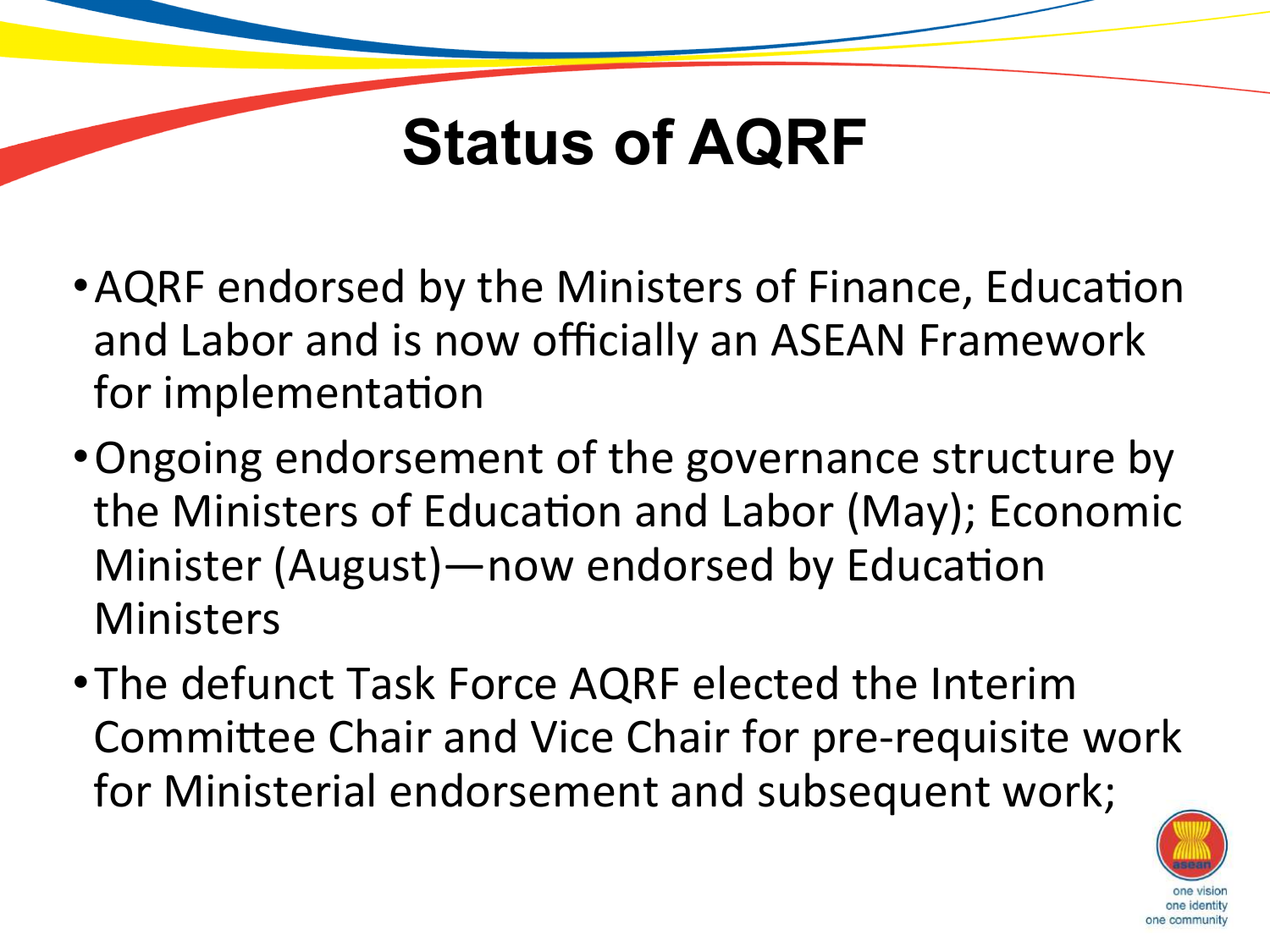# Status of AQRF

- AQRF endorsed by the Ministers of Finance, Education and Labor and is now officially an ASEAN Framework for implementation
- Ongoing endorsement of the governance structure by the Ministers of Education and Labor (May); Economic Minister (August)—now endorsed by Education Ministers
- The defunct Task Force AQRF elected the Interim Committee Chair and Vice Chair for pre-requisite work for Ministerial endorsement and subsequent work;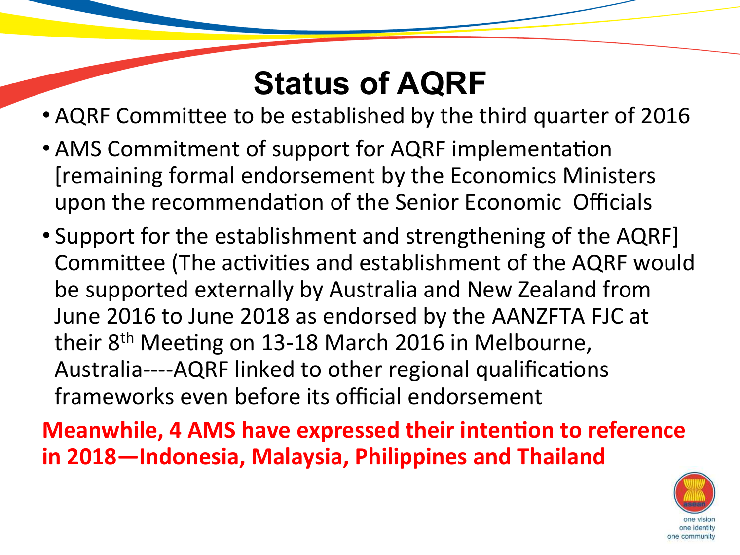# Status of AQRF

- AQRF Committee to be established by the third quarter of 2016
- AMS Commitment of support for AQRF implementation [remaining formal endorsement by the Economics Ministers upon the recommendation of the Senior Economic Officials
- Support for the establishment and strengthening of the AQRF] Committee (The activities and establishment of the AQRF would be supported externally by Australia and New Zealand from June 2016 to June 2018 as endorsed by the AANZFTA FJC at their 8th Meeting on 13-18 March 2016 in Melbourne, Australia----AQRF linked to other regional qualifications frameworks even before its official endorsement

**Meanwhile, 4 AMS have expressed their intention to reference in 2018—Indonesia, Malaysia, Philippines and Thailand**

one vision
one identity
one community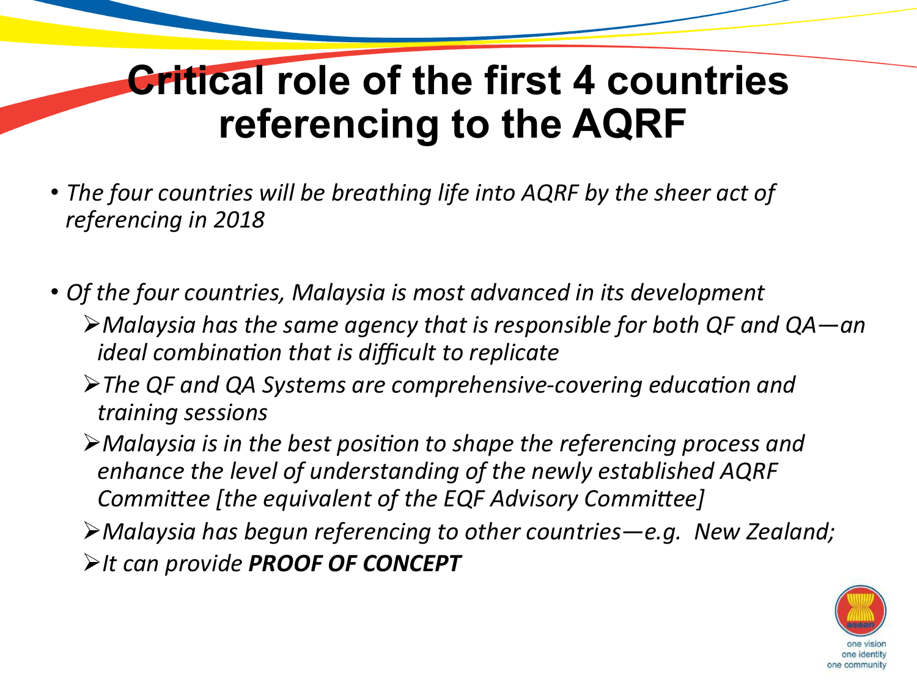# Critical role of the first 4 countries referencing to the AQRF

- *The four countries will be breathing life into AQRF by the sheer act of referencing in 2018*

- *Of the four countries, Malaysia is most advanced in its development*
  - *Malaysia has the same agency that is responsible for both QF and QA—an ideal combination that is difficult to replicate*
  - *The QF and QA Systems are comprehensive-covering education and training sessions*
  - *Malaysia is in the best position to shape the referencing process and enhance the level of understanding of the newly established AQRF Committee [the equivalent of the EQF Advisory Committee]*
  - *Malaysia has begun referencing to other countries—e.g. New Zealand;*
  - *It can provide **PROOF OF CONCEPT***

one vision
one identity
one community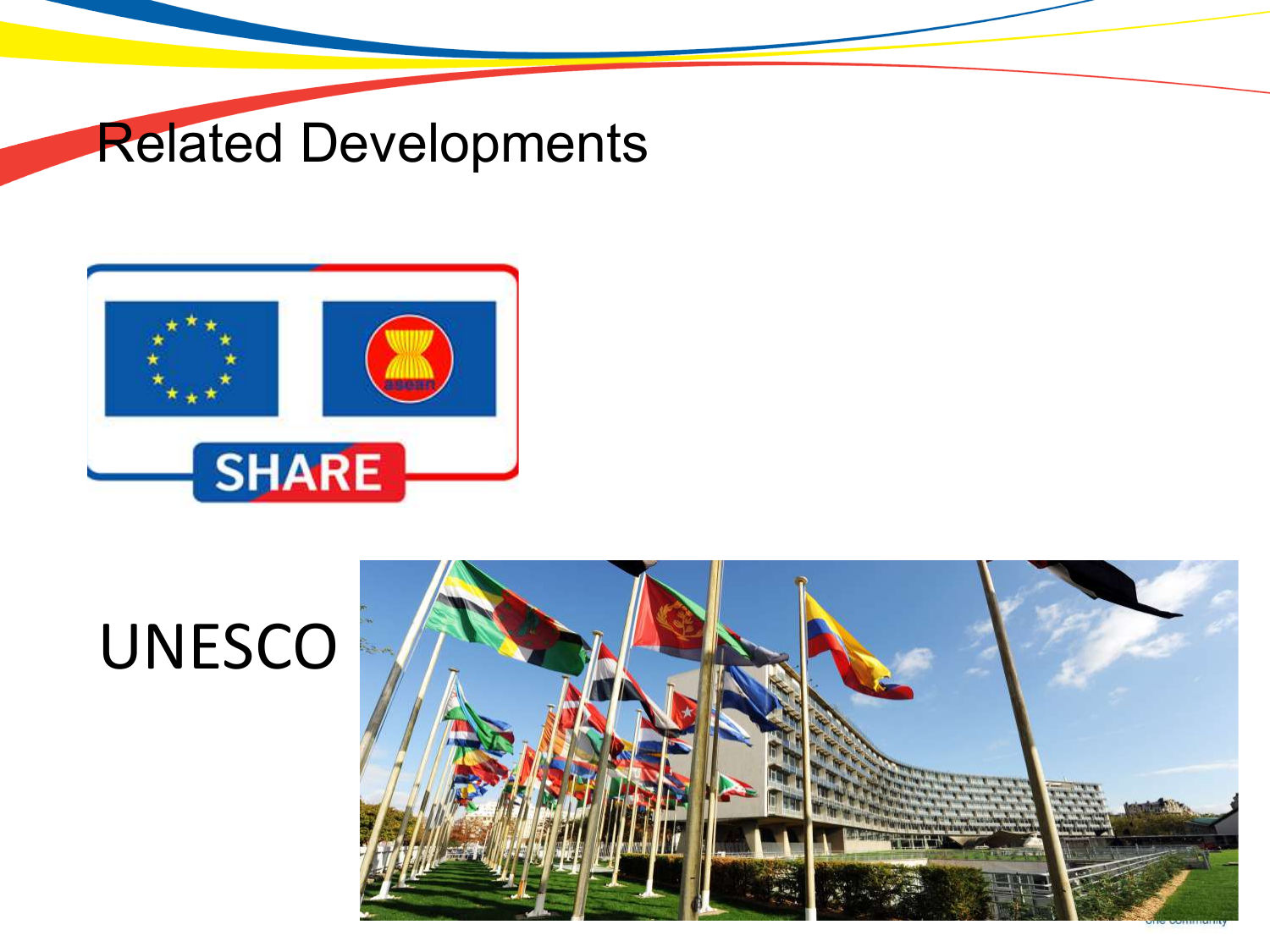# Related Developments

UNESCO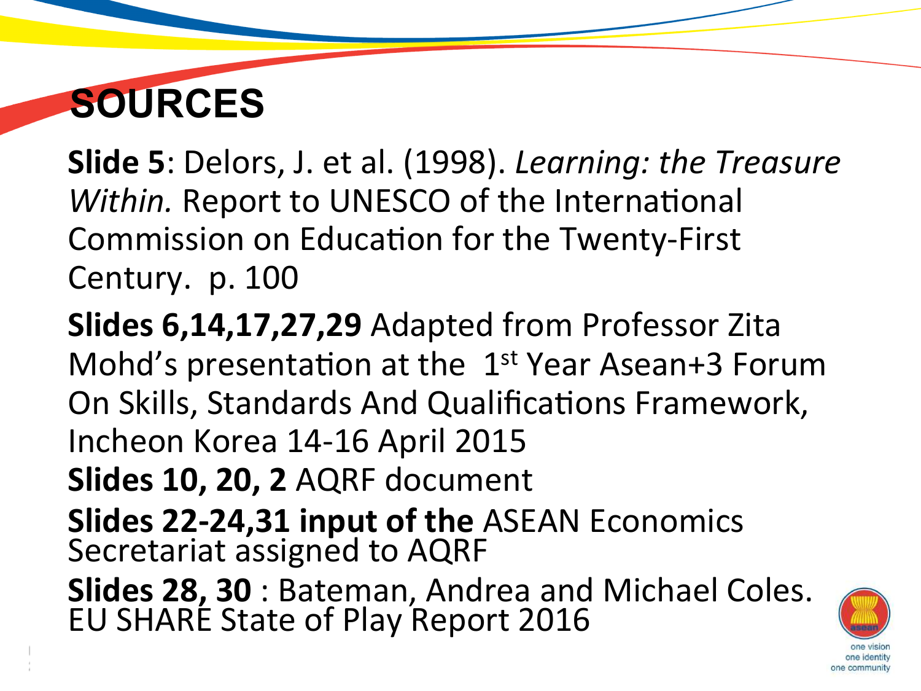# SOURCES

**Slide 5**: Delors, J. et al. (1998). *Learning: the Treasure Within.* Report to UNESCO of the International Commission on Education for the Twenty-First Century. p. 100

**Slides 6,14,17,27,29** Adapted from Professor Zita Mohd's presentation at the 1st Year Asean+3 Forum On Skills, Standards And Qualifications Framework, Incheon Korea 14-16 April 2015

**Slides 10, 20, 2** AQRF document

**Slides 22-24,31 input of the** ASEAN Economics Secretariat assigned to AQRF

**Slides 28, 30** : Bateman, Andrea and Michael Coles. EU SHARE State of Play Report 2016

one vision
one identity
one community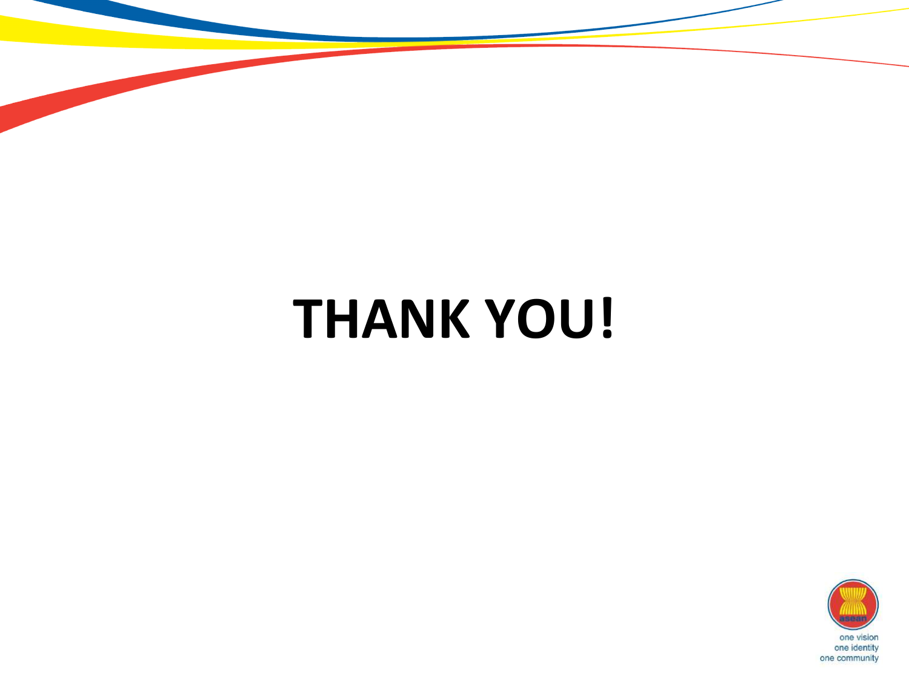# THANK YOU!

one vision
one identity
one community